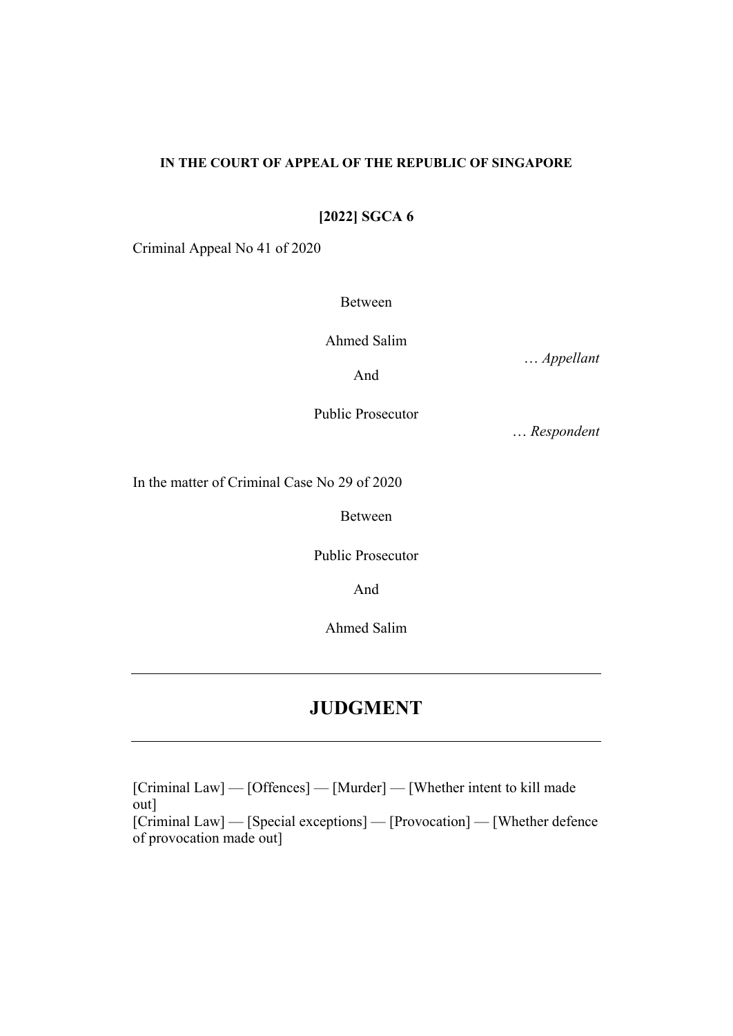**IN THE COURT OF APPEAL OF THE REPUBLIC OF SINGAPORE**

**[2022] SGCA 6**

Criminal Appeal No 41 of 2020

Between

Ahmed Salim

… *Appellant*

And

Public Prosecutor

… *Respondent*

In the matter of Criminal Case No 29 of 2020

Between

Public Prosecutor

And

Ahmed Salim

---

# JUDGMENT

---

[Criminal Law] — [Offences] — [Murder] — [Whether intent to kill made out]
[Criminal Law] — [Special exceptions] — [Provocation] — [Whether defence of provocation made out]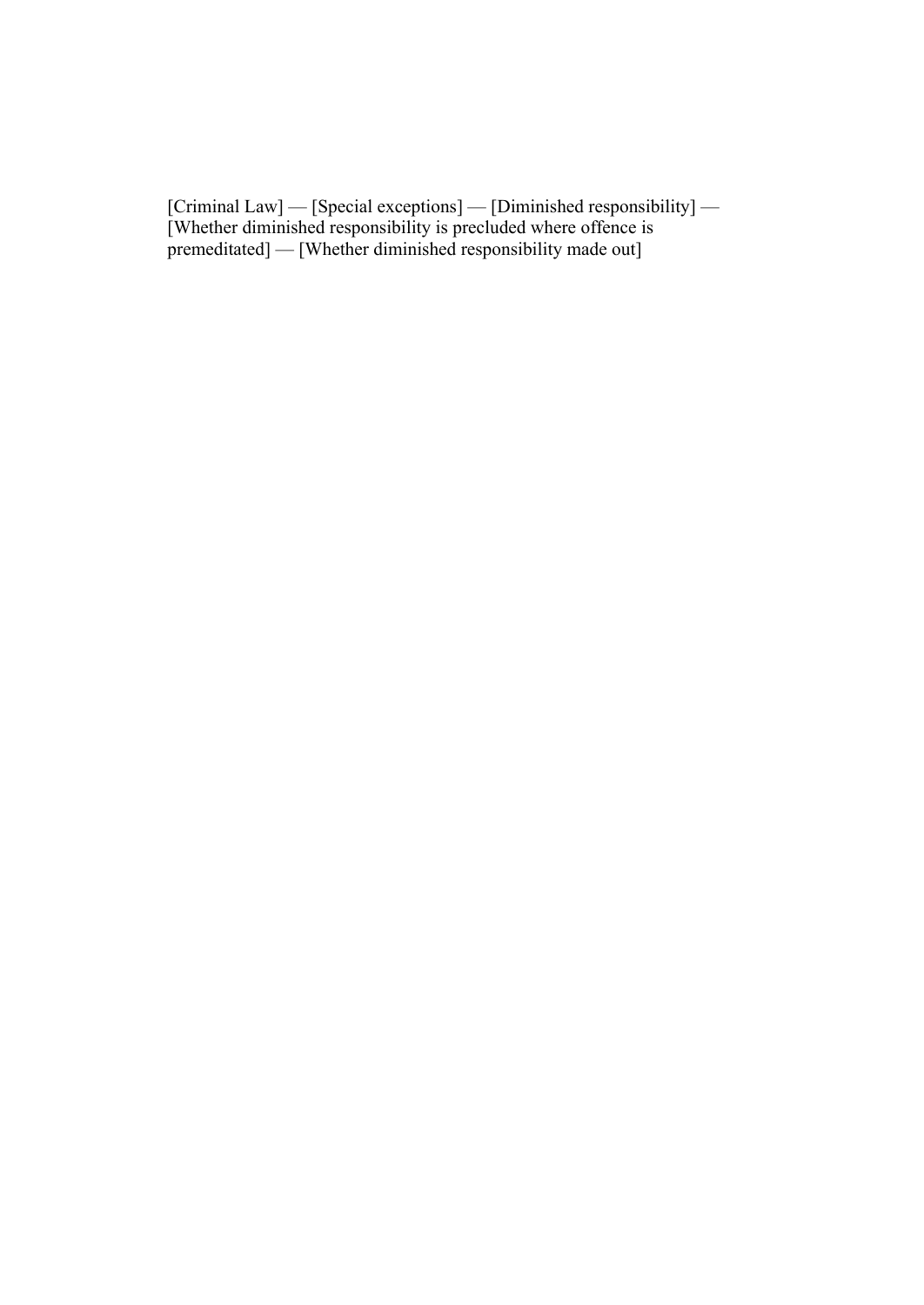[Criminal Law] — [Special exceptions] — [Diminished responsibility] — [Whether diminished responsibility is precluded where offence is premeditated] — [Whether diminished responsibility made out]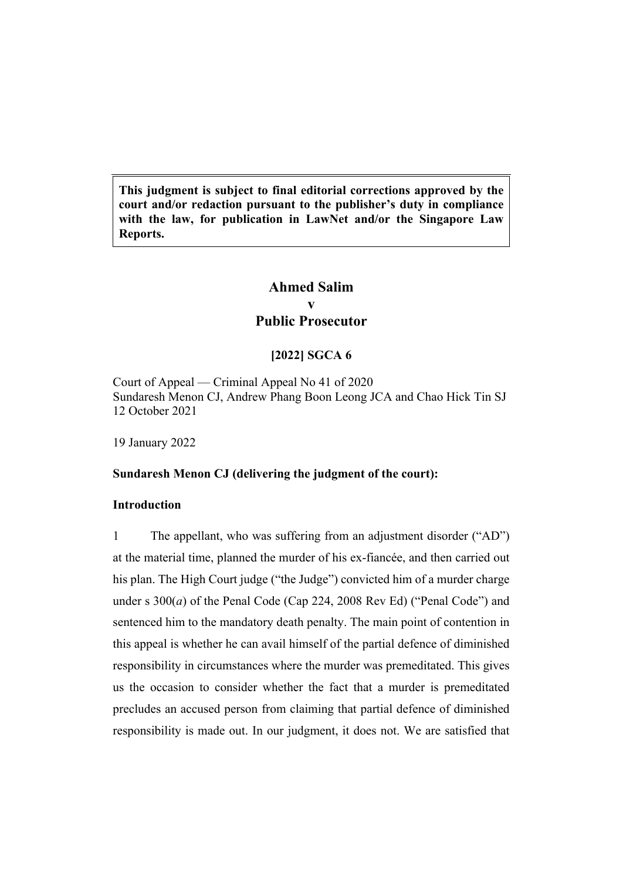**This judgment is subject to final editorial corrections approved by the court and/or redaction pursuant to the publisher's duty in compliance with the law, for publication in LawNet and/or the Singapore Law Reports.**

# Ahmed Salim
# v
# Public Prosecutor

**[2022] SGCA 6**

Court of Appeal — Criminal Appeal No 41 of 2020
Sundaresh Menon CJ, Andrew Phang Boon Leong JCA and Chao Hick Tin SJ
12 October 2021

19 January 2022

**Sundaresh Menon CJ (delivering the judgment of the court):**

## Introduction

1 The appellant, who was suffering from an adjustment disorder ("AD") at the material time, planned the murder of his ex-fiancée, and then carried out his plan. The High Court judge ("the Judge") convicted him of a murder charge under s 300(*a*) of the Penal Code (Cap 224, 2008 Rev Ed) ("Penal Code") and sentenced him to the mandatory death penalty. The main point of contention in this appeal is whether he can avail himself of the partial defence of diminished responsibility in circumstances where the murder was premeditated. This gives us the occasion to consider whether the fact that a murder is premeditated precludes an accused person from claiming that partial defence of diminished responsibility is made out. In our judgment, it does not. We are satisfied that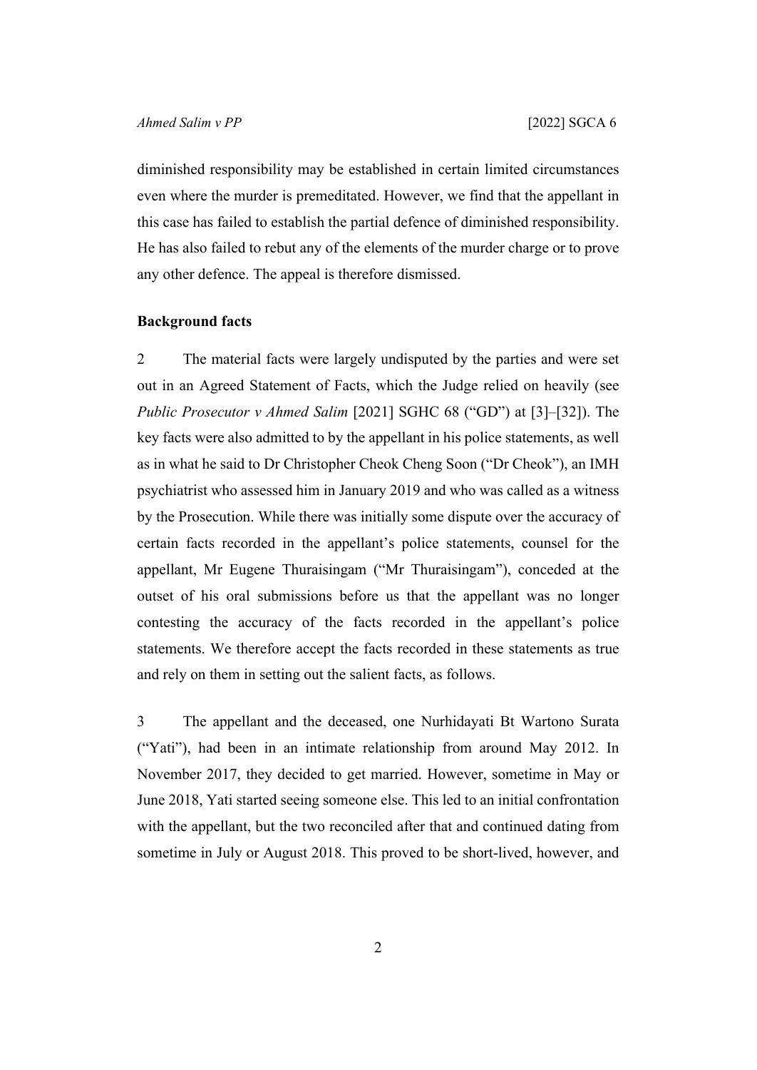diminished responsibility may be established in certain limited circumstances even where the murder is premeditated. However, we find that the appellant in this case has failed to establish the partial defence of diminished responsibility. He has also failed to rebut any of the elements of the murder charge or to prove any other defence. The appeal is therefore dismissed.

## Background facts

2 The material facts were largely undisputed by the parties and were set out in an Agreed Statement of Facts, which the Judge relied on heavily (see *Public Prosecutor v Ahmed Salim* [2021] SGHC 68 ("GD") at [3]–[32]). The key facts were also admitted to by the appellant in his police statements, as well as in what he said to Dr Christopher Cheok Cheng Soon ("Dr Cheok"), an IMH psychiatrist who assessed him in January 2019 and who was called as a witness by the Prosecution. While there was initially some dispute over the accuracy of certain facts recorded in the appellant's police statements, counsel for the appellant, Mr Eugene Thuraisingam ("Mr Thuraisingam"), conceded at the outset of his oral submissions before us that the appellant was no longer contesting the accuracy of the facts recorded in the appellant's police statements. We therefore accept the facts recorded in these statements as true and rely on them in setting out the salient facts, as follows.

3 The appellant and the deceased, one Nurhidayati Bt Wartono Surata ("Yati"), had been in an intimate relationship from around May 2012. In November 2017, they decided to get married. However, sometime in May or June 2018, Yati started seeing someone else. This led to an initial confrontation with the appellant, but the two reconciled after that and continued dating from sometime in July or August 2018. This proved to be short-lived, however, and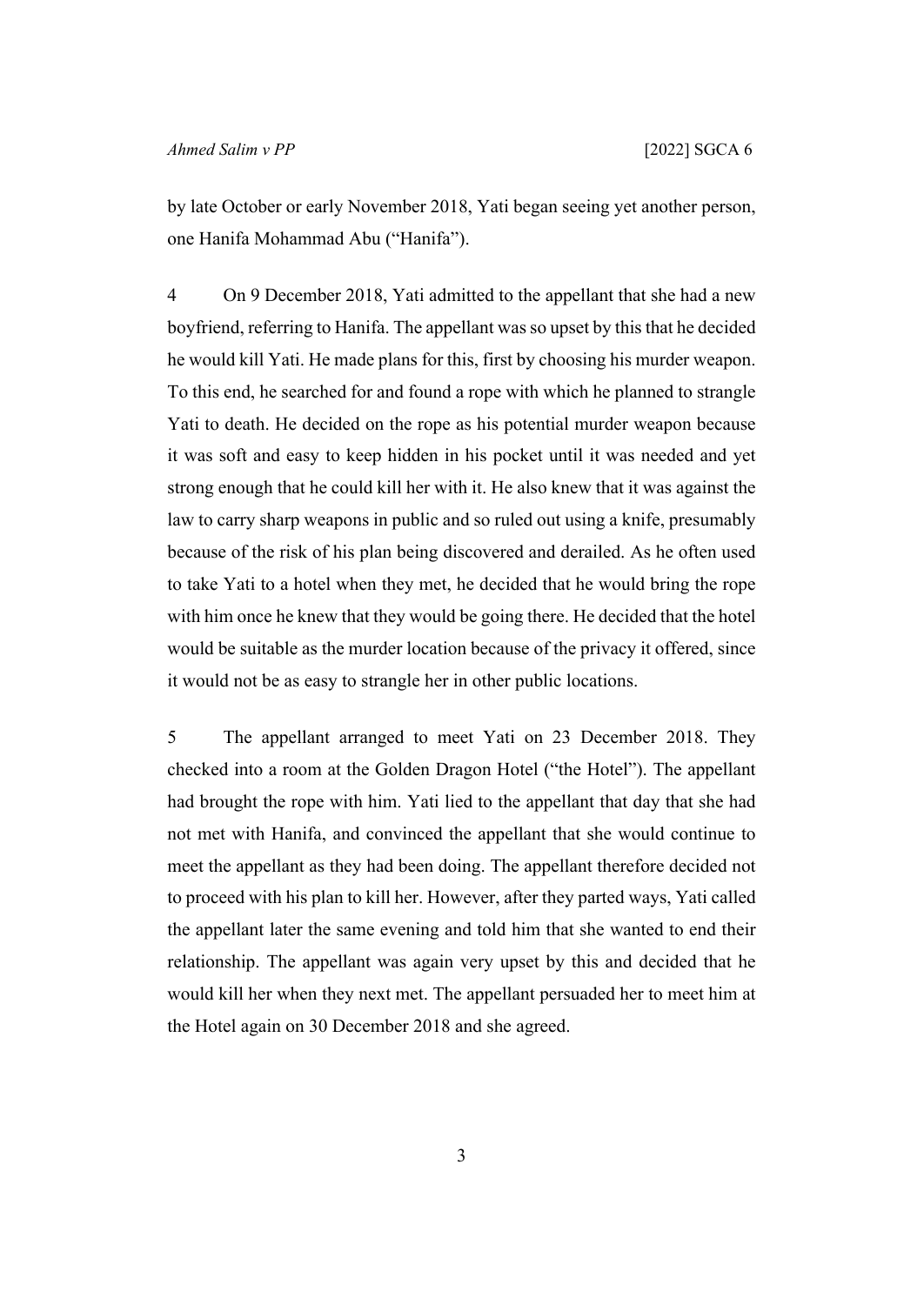by late October or early November 2018, Yati began seeing yet another person, one Hanifa Mohammad Abu ("Hanifa").

4 On 9 December 2018, Yati admitted to the appellant that she had a new boyfriend, referring to Hanifa. The appellant was so upset by this that he decided he would kill Yati. He made plans for this, first by choosing his murder weapon. To this end, he searched for and found a rope with which he planned to strangle Yati to death. He decided on the rope as his potential murder weapon because it was soft and easy to keep hidden in his pocket until it was needed and yet strong enough that he could kill her with it. He also knew that it was against the law to carry sharp weapons in public and so ruled out using a knife, presumably because of the risk of his plan being discovered and derailed. As he often used to take Yati to a hotel when they met, he decided that he would bring the rope with him once he knew that they would be going there. He decided that the hotel would be suitable as the murder location because of the privacy it offered, since it would not be as easy to strangle her in other public locations.

5 The appellant arranged to meet Yati on 23 December 2018. They checked into a room at the Golden Dragon Hotel ("the Hotel"). The appellant had brought the rope with him. Yati lied to the appellant that day that she had not met with Hanifa, and convinced the appellant that she would continue to meet the appellant as they had been doing. The appellant therefore decided not to proceed with his plan to kill her. However, after they parted ways, Yati called the appellant later the same evening and told him that she wanted to end their relationship. The appellant was again very upset by this and decided that he would kill her when they next met. The appellant persuaded her to meet him at the Hotel again on 30 December 2018 and she agreed.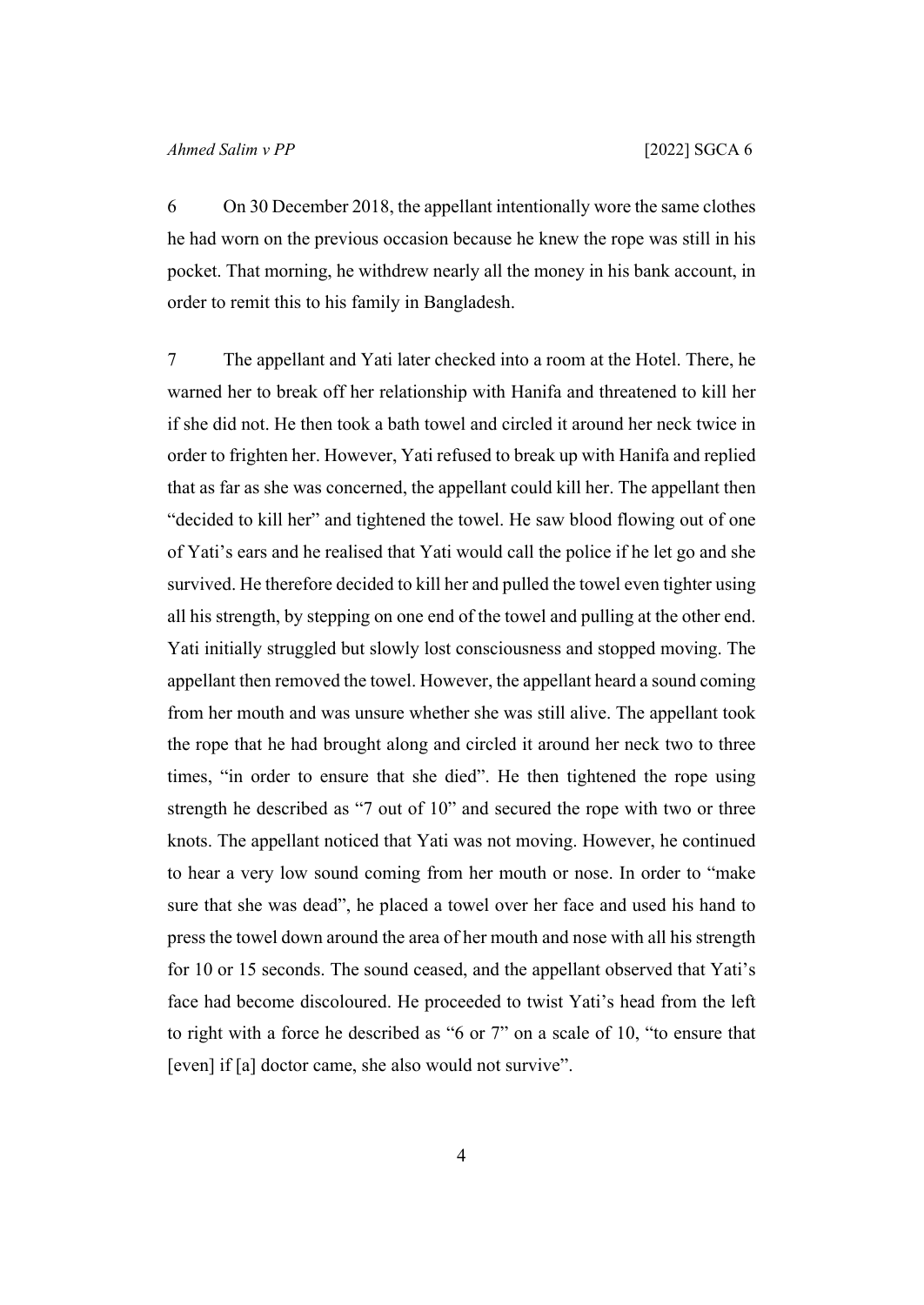6 On 30 December 2018, the appellant intentionally wore the same clothes he had worn on the previous occasion because he knew the rope was still in his pocket. That morning, he withdrew nearly all the money in his bank account, in order to remit this to his family in Bangladesh.

7 The appellant and Yati later checked into a room at the Hotel. There, he warned her to break off her relationship with Hanifa and threatened to kill her if she did not. He then took a bath towel and circled it around her neck twice in order to frighten her. However, Yati refused to break up with Hanifa and replied that as far as she was concerned, the appellant could kill her. The appellant then "decided to kill her" and tightened the towel. He saw blood flowing out of one of Yati's ears and he realised that Yati would call the police if he let go and she survived. He therefore decided to kill her and pulled the towel even tighter using all his strength, by stepping on one end of the towel and pulling at the other end. Yati initially struggled but slowly lost consciousness and stopped moving. The appellant then removed the towel. However, the appellant heard a sound coming from her mouth and was unsure whether she was still alive. The appellant took the rope that he had brought along and circled it around her neck two to three times, "in order to ensure that she died". He then tightened the rope using strength he described as "7 out of 10" and secured the rope with two or three knots. The appellant noticed that Yati was not moving. However, he continued to hear a very low sound coming from her mouth or nose. In order to "make sure that she was dead", he placed a towel over her face and used his hand to press the towel down around the area of her mouth and nose with all his strength for 10 or 15 seconds. The sound ceased, and the appellant observed that Yati's face had become discoloured. He proceeded to twist Yati's head from the left to right with a force he described as "6 or 7" on a scale of 10, "to ensure that [even] if [a] doctor came, she also would not survive".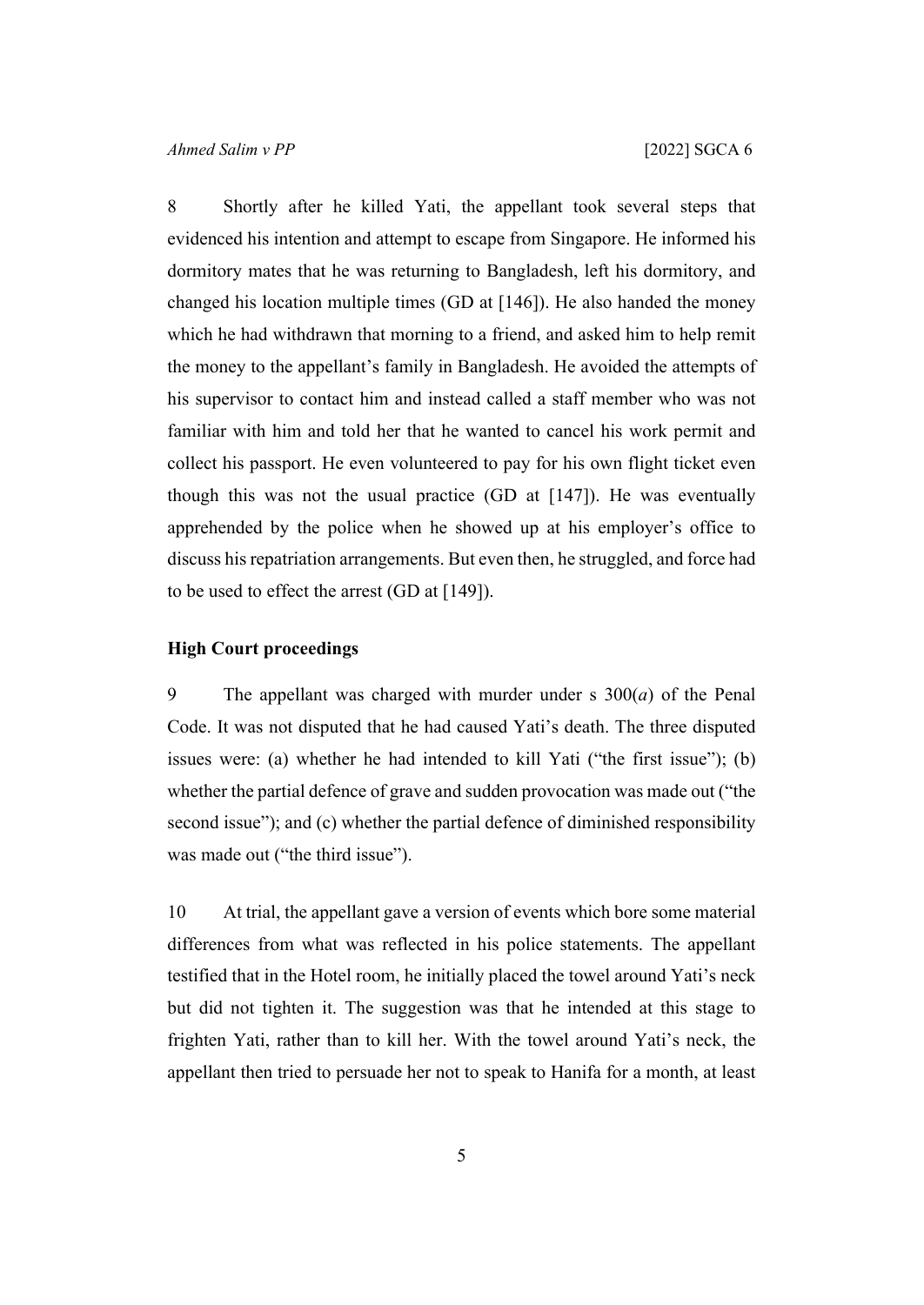8 Shortly after he killed Yati, the appellant took several steps that evidenced his intention and attempt to escape from Singapore. He informed his dormitory mates that he was returning to Bangladesh, left his dormitory, and changed his location multiple times (GD at [146]). He also handed the money which he had withdrawn that morning to a friend, and asked him to help remit the money to the appellant's family in Bangladesh. He avoided the attempts of his supervisor to contact him and instead called a staff member who was not familiar with him and told her that he wanted to cancel his work permit and collect his passport. He even volunteered to pay for his own flight ticket even though this was not the usual practice (GD at [147]). He was eventually apprehended by the police when he showed up at his employer's office to discuss his repatriation arrangements. But even then, he struggled, and force had to be used to effect the arrest (GD at [149]).

**High Court proceedings**

9 The appellant was charged with murder under s 300(*a*) of the Penal Code. It was not disputed that he had caused Yati's death. The three disputed issues were: (a) whether he had intended to kill Yati ("the first issue"); (b) whether the partial defence of grave and sudden provocation was made out ("the second issue"); and (c) whether the partial defence of diminished responsibility was made out ("the third issue").

10 At trial, the appellant gave a version of events which bore some material differences from what was reflected in his police statements. The appellant testified that in the Hotel room, he initially placed the towel around Yati's neck but did not tighten it. The suggestion was that he intended at this stage to frighten Yati, rather than to kill her. With the towel around Yati's neck, the appellant then tried to persuade her not to speak to Hanifa for a month, at least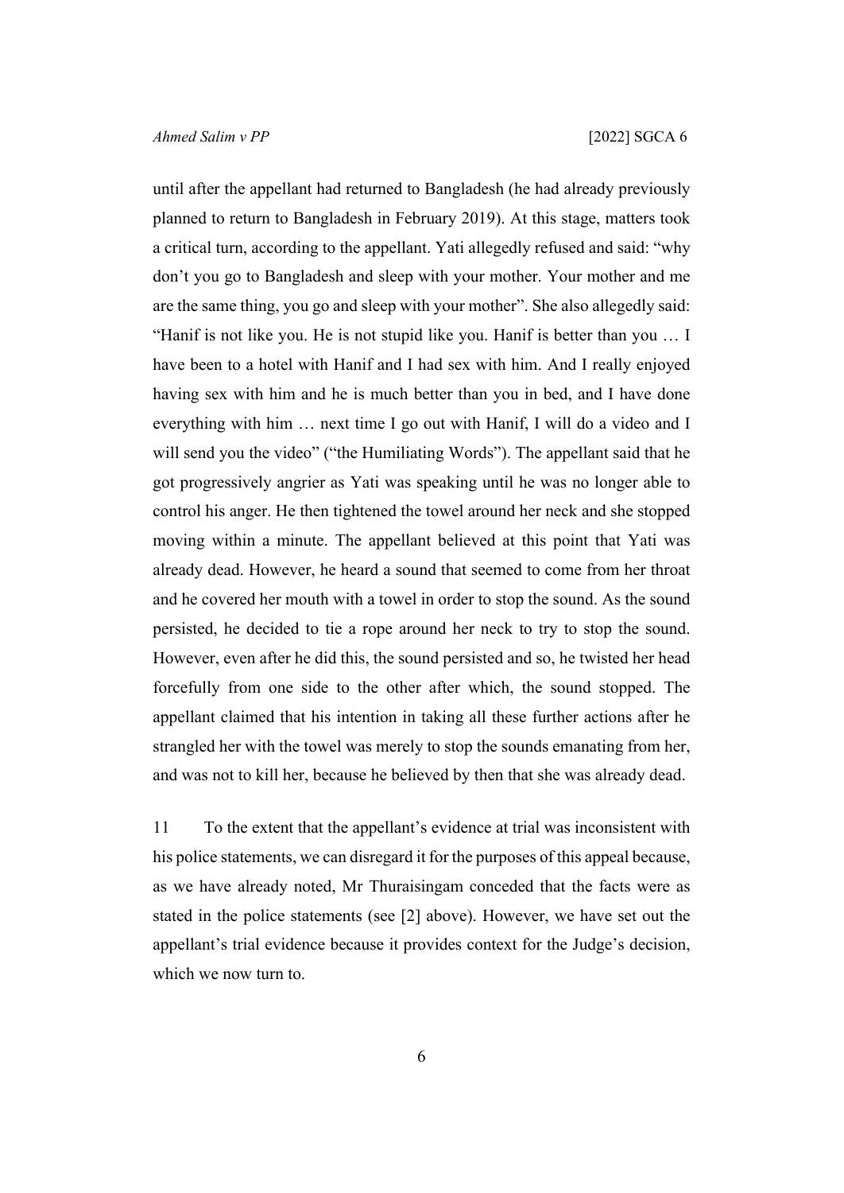until after the appellant had returned to Bangladesh (he had already previously planned to return to Bangladesh in February 2019). At this stage, matters took a critical turn, according to the appellant. Yati allegedly refused and said: "why don't you go to Bangladesh and sleep with your mother. Your mother and me are the same thing, you go and sleep with your mother". She also allegedly said: "Hanif is not like you. He is not stupid like you. Hanif is better than you … I have been to a hotel with Hanif and I had sex with him. And I really enjoyed having sex with him and he is much better than you in bed, and I have done everything with him … next time I go out with Hanif, I will do a video and I will send you the video" ("the Humiliating Words"). The appellant said that he got progressively angrier as Yati was speaking until he was no longer able to control his anger. He then tightened the towel around her neck and she stopped moving within a minute. The appellant believed at this point that Yati was already dead. However, he heard a sound that seemed to come from her throat and he covered her mouth with a towel in order to stop the sound. As the sound persisted, he decided to tie a rope around her neck to try to stop the sound. However, even after he did this, the sound persisted and so, he twisted her head forcefully from one side to the other after which, the sound stopped. The appellant claimed that his intention in taking all these further actions after he strangled her with the towel was merely to stop the sounds emanating from her, and was not to kill her, because he believed by then that she was already dead.

11 To the extent that the appellant's evidence at trial was inconsistent with his police statements, we can disregard it for the purposes of this appeal because, as we have already noted, Mr Thuraisingam conceded that the facts were as stated in the police statements (see [2] above). However, we have set out the appellant's trial evidence because it provides context for the Judge's decision, which we now turn to.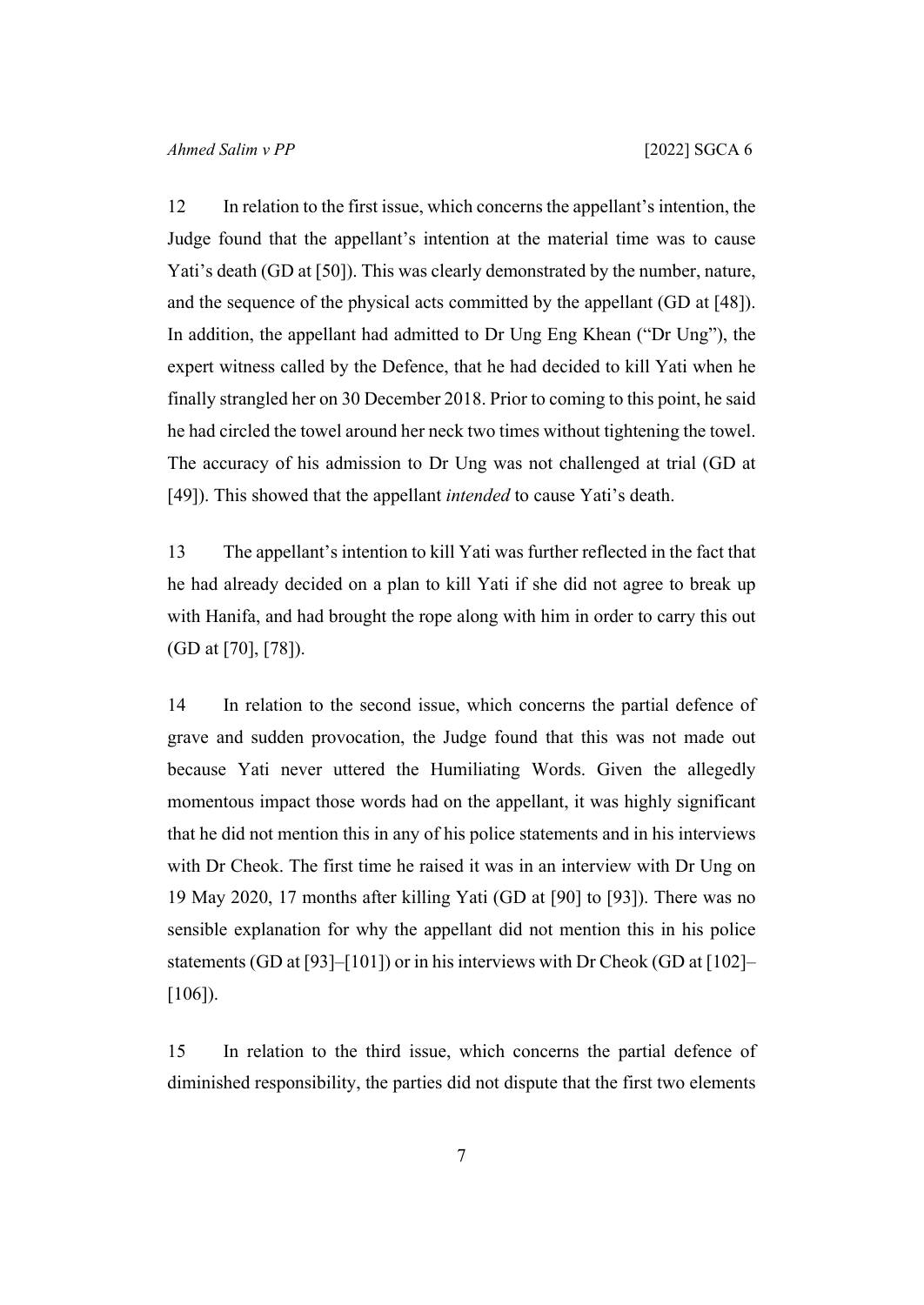12 In relation to the first issue, which concerns the appellant's intention, the Judge found that the appellant's intention at the material time was to cause Yati's death (GD at [50]). This was clearly demonstrated by the number, nature, and the sequence of the physical acts committed by the appellant (GD at [48]). In addition, the appellant had admitted to Dr Ung Eng Khean ("Dr Ung"), the expert witness called by the Defence, that he had decided to kill Yati when he finally strangled her on 30 December 2018. Prior to coming to this point, he said he had circled the towel around her neck two times without tightening the towel. The accuracy of his admission to Dr Ung was not challenged at trial (GD at [49]). This showed that the appellant *intended* to cause Yati's death.

13 The appellant's intention to kill Yati was further reflected in the fact that he had already decided on a plan to kill Yati if she did not agree to break up with Hanifa, and had brought the rope along with him in order to carry this out (GD at [70], [78]).

14 In relation to the second issue, which concerns the partial defence of grave and sudden provocation, the Judge found that this was not made out because Yati never uttered the Humiliating Words. Given the allegedly momentous impact those words had on the appellant, it was highly significant that he did not mention this in any of his police statements and in his interviews with Dr Cheok. The first time he raised it was in an interview with Dr Ung on 19 May 2020, 17 months after killing Yati (GD at [90] to [93]). There was no sensible explanation for why the appellant did not mention this in his police statements (GD at [93]–[101]) or in his interviews with Dr Cheok (GD at [102]–[106]).

15 In relation to the third issue, which concerns the partial defence of diminished responsibility, the parties did not dispute that the first two elements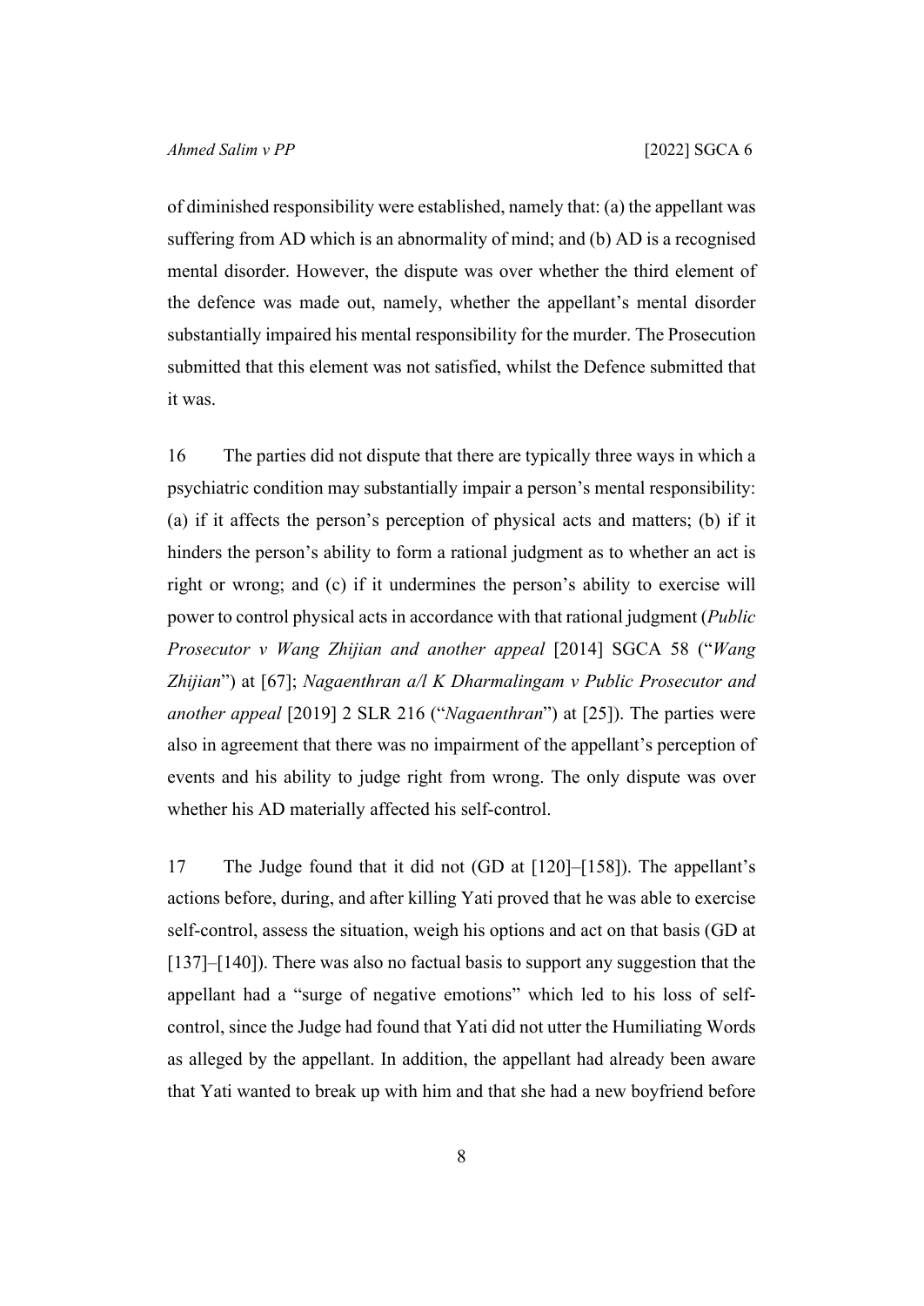of diminished responsibility were established, namely that: (a) the appellant was suffering from AD which is an abnormality of mind; and (b) AD is a recognised mental disorder. However, the dispute was over whether the third element of the defence was made out, namely, whether the appellant's mental disorder substantially impaired his mental responsibility for the murder. The Prosecution submitted that this element was not satisfied, whilst the Defence submitted that it was.

16 The parties did not dispute that there are typically three ways in which a psychiatric condition may substantially impair a person's mental responsibility: (a) if it affects the person's perception of physical acts and matters; (b) if it hinders the person's ability to form a rational judgment as to whether an act is right or wrong; and (c) if it undermines the person's ability to exercise will power to control physical acts in accordance with that rational judgment (*Public Prosecutor v Wang Zhijian and another appeal* [2014] SGCA 58 ("*Wang Zhijian*") at [67]; *Nagaenthran a/l K Dharmalingam v Public Prosecutor and another appeal* [2019] 2 SLR 216 ("*Nagaenthran*") at [25]). The parties were also in agreement that there was no impairment of the appellant's perception of events and his ability to judge right from wrong. The only dispute was over whether his AD materially affected his self-control.

17 The Judge found that it did not (GD at [120]–[158]). The appellant's actions before, during, and after killing Yati proved that he was able to exercise self-control, assess the situation, weigh his options and act on that basis (GD at [137]–[140]). There was also no factual basis to support any suggestion that the appellant had a "surge of negative emotions" which led to his loss of self-control, since the Judge had found that Yati did not utter the Humiliating Words as alleged by the appellant. In addition, the appellant had already been aware that Yati wanted to break up with him and that she had a new boyfriend before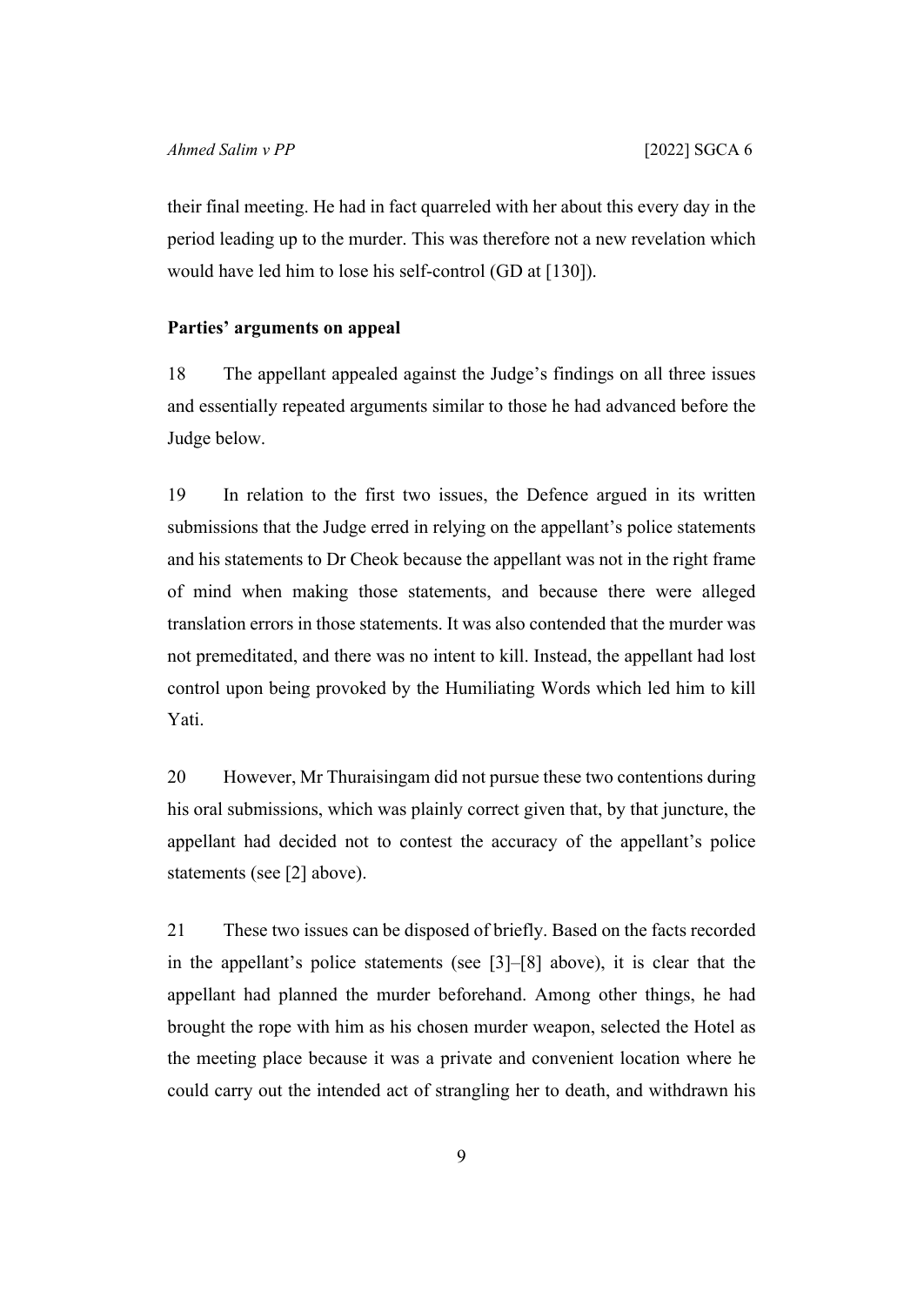their final meeting. He had in fact quarreled with her about this every day in the period leading up to the murder. This was therefore not a new revelation which would have led him to lose his self-control (GD at [130]).

## Parties' arguments on appeal

18 The appellant appealed against the Judge's findings on all three issues and essentially repeated arguments similar to those he had advanced before the Judge below.

19 In relation to the first two issues, the Defence argued in its written submissions that the Judge erred in relying on the appellant's police statements and his statements to Dr Cheok because the appellant was not in the right frame of mind when making those statements, and because there were alleged translation errors in those statements. It was also contended that the murder was not premeditated, and there was no intent to kill. Instead, the appellant had lost control upon being provoked by the Humiliating Words which led him to kill Yati.

20 However, Mr Thuraisingam did not pursue these two contentions during his oral submissions, which was plainly correct given that, by that juncture, the appellant had decided not to contest the accuracy of the appellant's police statements (see [2] above).

21 These two issues can be disposed of briefly. Based on the facts recorded in the appellant's police statements (see [3]–[8] above), it is clear that the appellant had planned the murder beforehand. Among other things, he had brought the rope with him as his chosen murder weapon, selected the Hotel as the meeting place because it was a private and convenient location where he could carry out the intended act of strangling her to death, and withdrawn his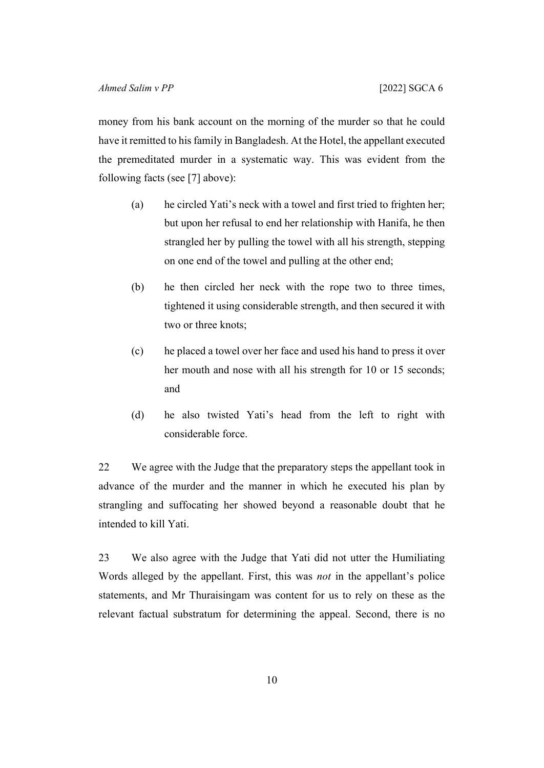money from his bank account on the morning of the murder so that he could have it remitted to his family in Bangladesh. At the Hotel, the appellant executed the premeditated murder in a systematic way. This was evident from the following facts (see [7] above):

(a) he circled Yati's neck with a towel and first tried to frighten her; but upon her refusal to end her relationship with Hanifa, he then strangled her by pulling the towel with all his strength, stepping on one end of the towel and pulling at the other end;

(b) he then circled her neck with the rope two to three times, tightened it using considerable strength, and then secured it with two or three knots;

(c) he placed a towel over her face and used his hand to press it over her mouth and nose with all his strength for 10 or 15 seconds; and

(d) he also twisted Yati's head from the left to right with considerable force.

22 We agree with the Judge that the preparatory steps the appellant took in advance of the murder and the manner in which he executed his plan by strangling and suffocating her showed beyond a reasonable doubt that he intended to kill Yati.

23 We also agree with the Judge that Yati did not utter the Humiliating Words alleged by the appellant. First, this was *not* in the appellant's police statements, and Mr Thuraisingam was content for us to rely on these as the relevant factual substratum for determining the appeal. Second, there is no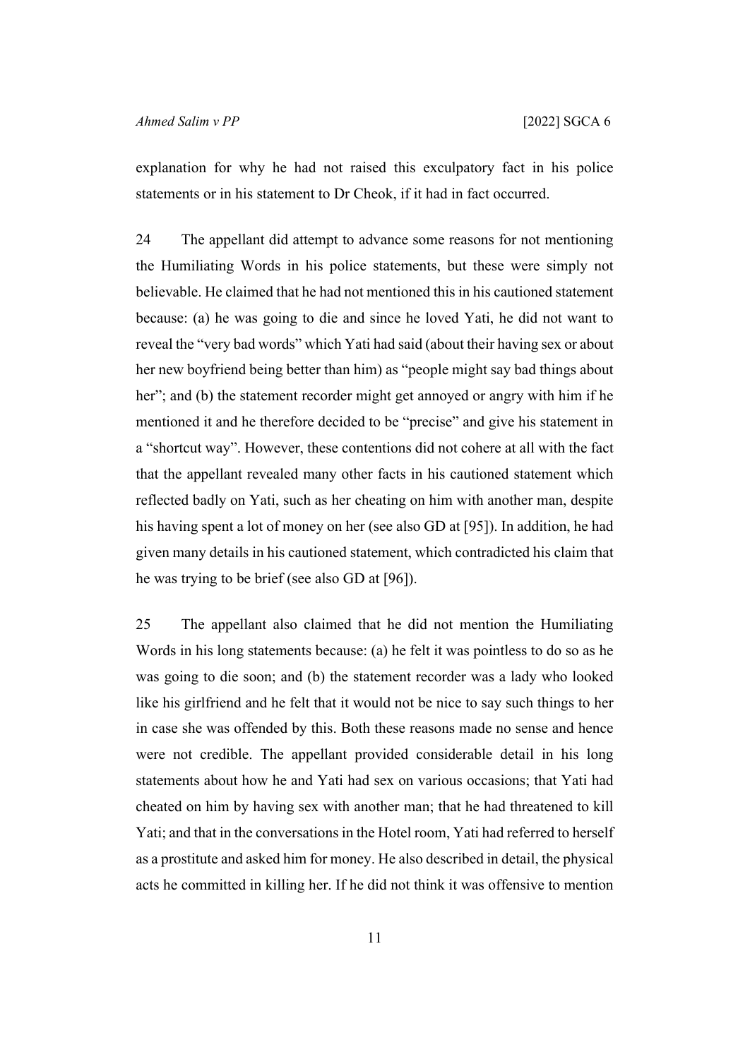explanation for why he had not raised this exculpatory fact in his police statements or in his statement to Dr Cheok, if it had in fact occurred.

24 The appellant did attempt to advance some reasons for not mentioning the Humiliating Words in his police statements, but these were simply not believable. He claimed that he had not mentioned this in his cautioned statement because: (a) he was going to die and since he loved Yati, he did not want to reveal the "very bad words" which Yati had said (about their having sex or about her new boyfriend being better than him) as "people might say bad things about her"; and (b) the statement recorder might get annoyed or angry with him if he mentioned it and he therefore decided to be "precise" and give his statement in a "shortcut way". However, these contentions did not cohere at all with the fact that the appellant revealed many other facts in his cautioned statement which reflected badly on Yati, such as her cheating on him with another man, despite his having spent a lot of money on her (see also GD at [95]). In addition, he had given many details in his cautioned statement, which contradicted his claim that he was trying to be brief (see also GD at [96]).

25 The appellant also claimed that he did not mention the Humiliating Words in his long statements because: (a) he felt it was pointless to do so as he was going to die soon; and (b) the statement recorder was a lady who looked like his girlfriend and he felt that it would not be nice to say such things to her in case she was offended by this. Both these reasons made no sense and hence were not credible. The appellant provided considerable detail in his long statements about how he and Yati had sex on various occasions; that Yati had cheated on him by having sex with another man; that he had threatened to kill Yati; and that in the conversations in the Hotel room, Yati had referred to herself as a prostitute and asked him for money. He also described in detail, the physical acts he committed in killing her. If he did not think it was offensive to mention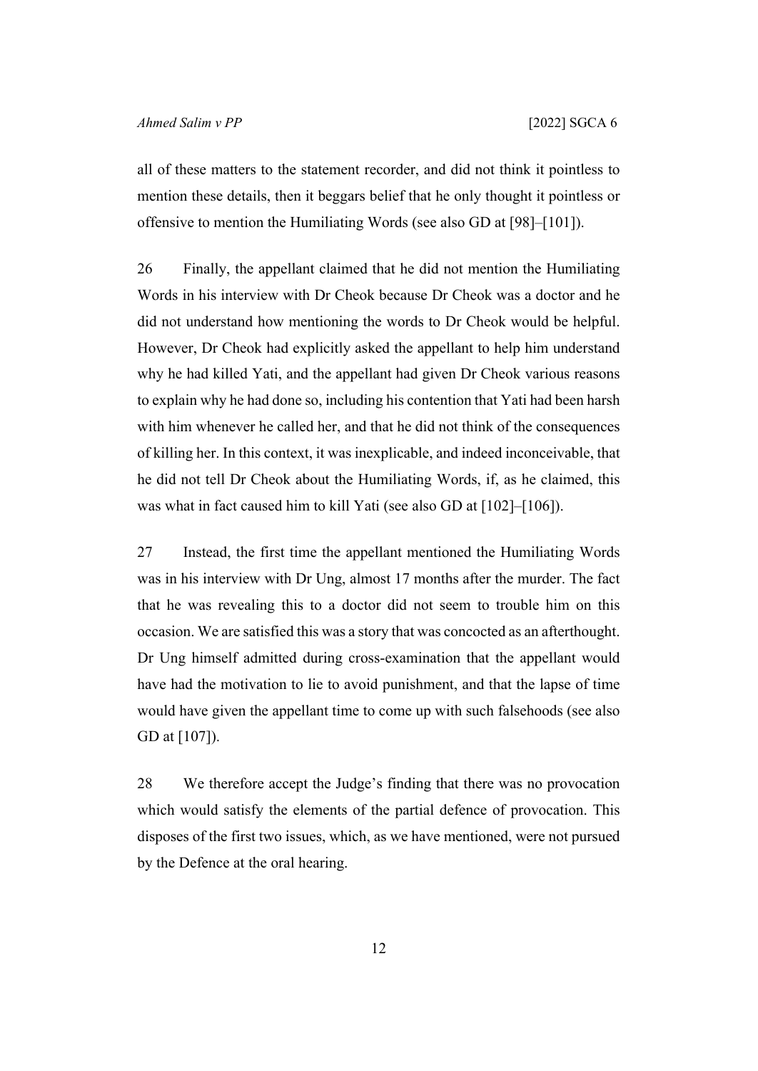all of these matters to the statement recorder, and did not think it pointless to mention these details, then it beggars belief that he only thought it pointless or offensive to mention the Humiliating Words (see also GD at [98]–[101]).

26 Finally, the appellant claimed that he did not mention the Humiliating Words in his interview with Dr Cheok because Dr Cheok was a doctor and he did not understand how mentioning the words to Dr Cheok would be helpful. However, Dr Cheok had explicitly asked the appellant to help him understand why he had killed Yati, and the appellant had given Dr Cheok various reasons to explain why he had done so, including his contention that Yati had been harsh with him whenever he called her, and that he did not think of the consequences of killing her. In this context, it was inexplicable, and indeed inconceivable, that he did not tell Dr Cheok about the Humiliating Words, if, as he claimed, this was what in fact caused him to kill Yati (see also GD at [102]–[106]).

27 Instead, the first time the appellant mentioned the Humiliating Words was in his interview with Dr Ung, almost 17 months after the murder. The fact that he was revealing this to a doctor did not seem to trouble him on this occasion. We are satisfied this was a story that was concocted as an afterthought. Dr Ung himself admitted during cross-examination that the appellant would have had the motivation to lie to avoid punishment, and that the lapse of time would have given the appellant time to come up with such falsehoods (see also GD at [107]).

28 We therefore accept the Judge's finding that there was no provocation which would satisfy the elements of the partial defence of provocation. This disposes of the first two issues, which, as we have mentioned, were not pursued by the Defence at the oral hearing.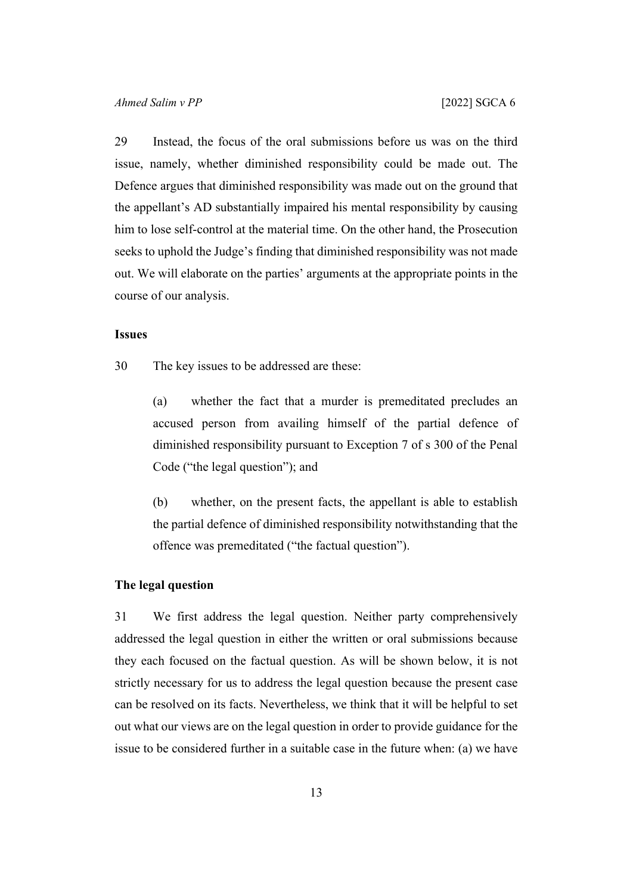29 Instead, the focus of the oral submissions before us was on the third issue, namely, whether diminished responsibility could be made out. The Defence argues that diminished responsibility was made out on the ground that the appellant's AD substantially impaired his mental responsibility by causing him to lose self-control at the material time. On the other hand, the Prosecution seeks to uphold the Judge's finding that diminished responsibility was not made out. We will elaborate on the parties' arguments at the appropriate points in the course of our analysis.

**Issues**

30 The key issues to be addressed are these:

> (a) whether the fact that a murder is premeditated precludes an accused person from availing himself of the partial defence of diminished responsibility pursuant to Exception 7 of s 300 of the Penal Code ("the legal question"); and
>
> (b) whether, on the present facts, the appellant is able to establish the partial defence of diminished responsibility notwithstanding that the offence was premeditated ("the factual question").

**The legal question**

31 We first address the legal question. Neither party comprehensively addressed the legal question in either the written or oral submissions because they each focused on the factual question. As will be shown below, it is not strictly necessary for us to address the legal question because the present case can be resolved on its facts. Nevertheless, we think that it will be helpful to set out what our views are on the legal question in order to provide guidance for the issue to be considered further in a suitable case in the future when: (a) we have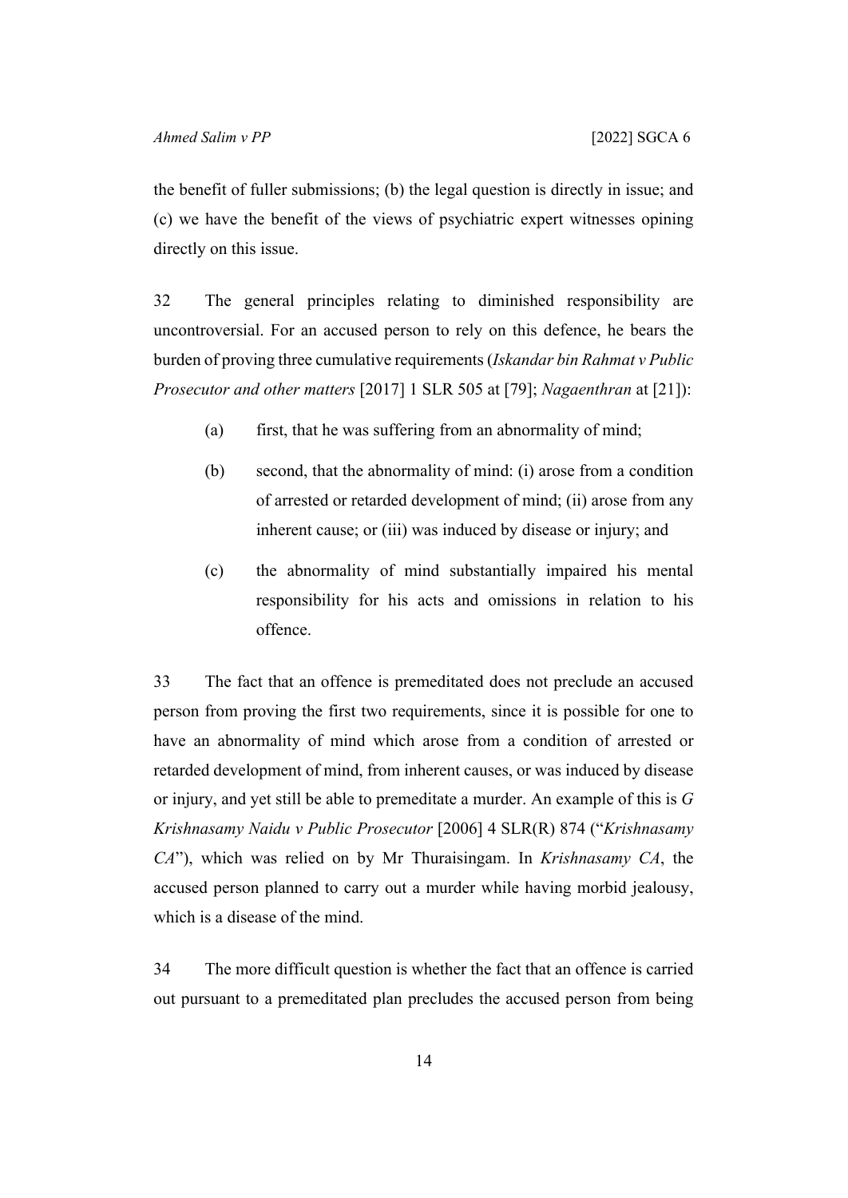the benefit of fuller submissions; (b) the legal question is directly in issue; and (c) we have the benefit of the views of psychiatric expert witnesses opining directly on this issue.

32 The general principles relating to diminished responsibility are uncontroversial. For an accused person to rely on this defence, he bears the burden of proving three cumulative requirements (*Iskandar bin Rahmat v Public Prosecutor and other matters* [2017] 1 SLR 505 at [79]; *Nagaenthran* at [21]):

> (a) first, that he was suffering from an abnormality of mind;
>
> (b) second, that the abnormality of mind: (i) arose from a condition of arrested or retarded development of mind; (ii) arose from any inherent cause; or (iii) was induced by disease or injury; and
>
> (c) the abnormality of mind substantially impaired his mental responsibility for his acts and omissions in relation to his offence.

33 The fact that an offence is premeditated does not preclude an accused person from proving the first two requirements, since it is possible for one to have an abnormality of mind which arose from a condition of arrested or retarded development of mind, from inherent causes, or was induced by disease or injury, and yet still be able to premeditate a murder. An example of this is *G Krishnasamy Naidu v Public Prosecutor* [2006] 4 SLR(R) 874 ("*Krishnasamy CA*"), which was relied on by Mr Thuraisingam. In *Krishnasamy CA*, the accused person planned to carry out a murder while having morbid jealousy, which is a disease of the mind.

34 The more difficult question is whether the fact that an offence is carried out pursuant to a premeditated plan precludes the accused person from being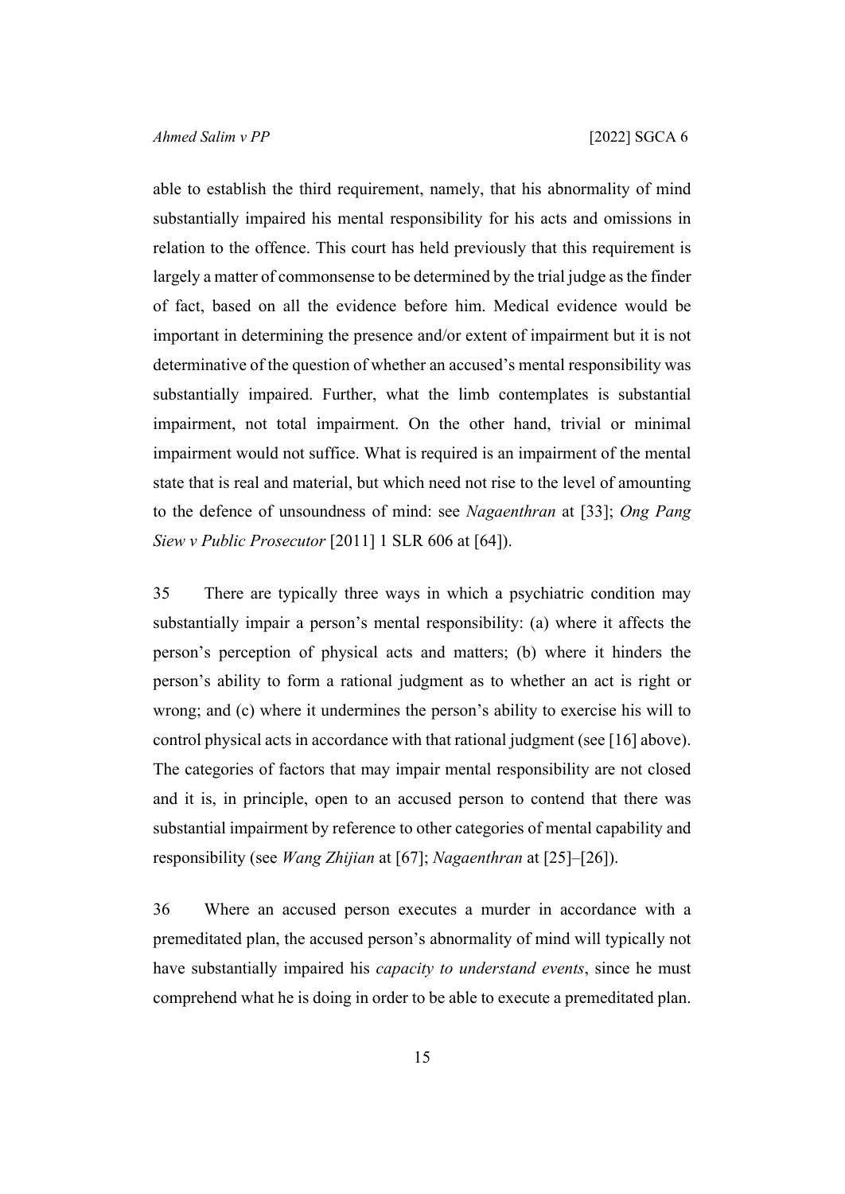able to establish the third requirement, namely, that his abnormality of mind substantially impaired his mental responsibility for his acts and omissions in relation to the offence. This court has held previously that this requirement is largely a matter of commonsense to be determined by the trial judge as the finder of fact, based on all the evidence before him. Medical evidence would be important in determining the presence and/or extent of impairment but it is not determinative of the question of whether an accused's mental responsibility was substantially impaired. Further, what the limb contemplates is substantial impairment, not total impairment. On the other hand, trivial or minimal impairment would not suffice. What is required is an impairment of the mental state that is real and material, but which need not rise to the level of amounting to the defence of unsoundness of mind: see *Nagaenthran* at [33]; *Ong Pang Siew v Public Prosecutor* [2011] 1 SLR 606 at [64]).

35 There are typically three ways in which a psychiatric condition may substantially impair a person's mental responsibility: (a) where it affects the person's perception of physical acts and matters; (b) where it hinders the person's ability to form a rational judgment as to whether an act is right or wrong; and (c) where it undermines the person's ability to exercise his will to control physical acts in accordance with that rational judgment (see [16] above). The categories of factors that may impair mental responsibility are not closed and it is, in principle, open to an accused person to contend that there was substantial impairment by reference to other categories of mental capability and responsibility (see *Wang Zhijian* at [67]; *Nagaenthran* at [25]–[26]).

36 Where an accused person executes a murder in accordance with a premeditated plan, the accused person's abnormality of mind will typically not have substantially impaired his *capacity to understand events*, since he must comprehend what he is doing in order to be able to execute a premeditated plan.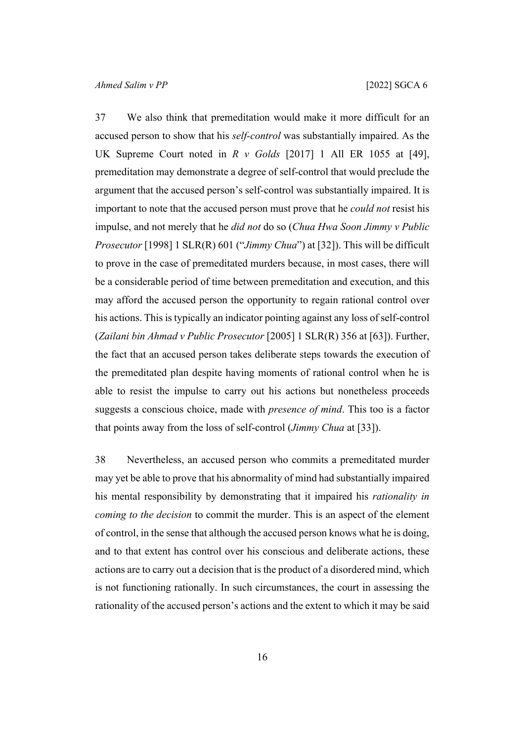37 We also think that premeditation would make it more difficult for an accused person to show that his *self-control* was substantially impaired. As the UK Supreme Court noted in *R v Golds* [2017] 1 All ER 1055 at [49], premeditation may demonstrate a degree of self-control that would preclude the argument that the accused person's self-control was substantially impaired. It is important to note that the accused person must prove that he *could not* resist his impulse, and not merely that he *did not* do so (*Chua Hwa Soon Jimmy v Public Prosecutor* [1998] 1 SLR(R) 601 ("*Jimmy Chua*") at [32]). This will be difficult to prove in the case of premeditated murders because, in most cases, there will be a considerable period of time between premeditation and execution, and this may afford the accused person the opportunity to regain rational control over his actions. This is typically an indicator pointing against any loss of self-control (*Zailani bin Ahmad v Public Prosecutor* [2005] 1 SLR(R) 356 at [63]). Further, the fact that an accused person takes deliberate steps towards the execution of the premeditated plan despite having moments of rational control when he is able to resist the impulse to carry out his actions but nonetheless proceeds suggests a conscious choice, made with *presence of mind*. This too is a factor that points away from the loss of self-control (*Jimmy Chua* at [33]).

38 Nevertheless, an accused person who commits a premeditated murder may yet be able to prove that his abnormality of mind had substantially impaired his mental responsibility by demonstrating that it impaired his *rationality in coming to the decision* to commit the murder. This is an aspect of the element of control, in the sense that although the accused person knows what he is doing, and to that extent has control over his conscious and deliberate actions, these actions are to carry out a decision that is the product of a disordered mind, which is not functioning rationally. In such circumstances, the court in assessing the rationality of the accused person's actions and the extent to which it may be said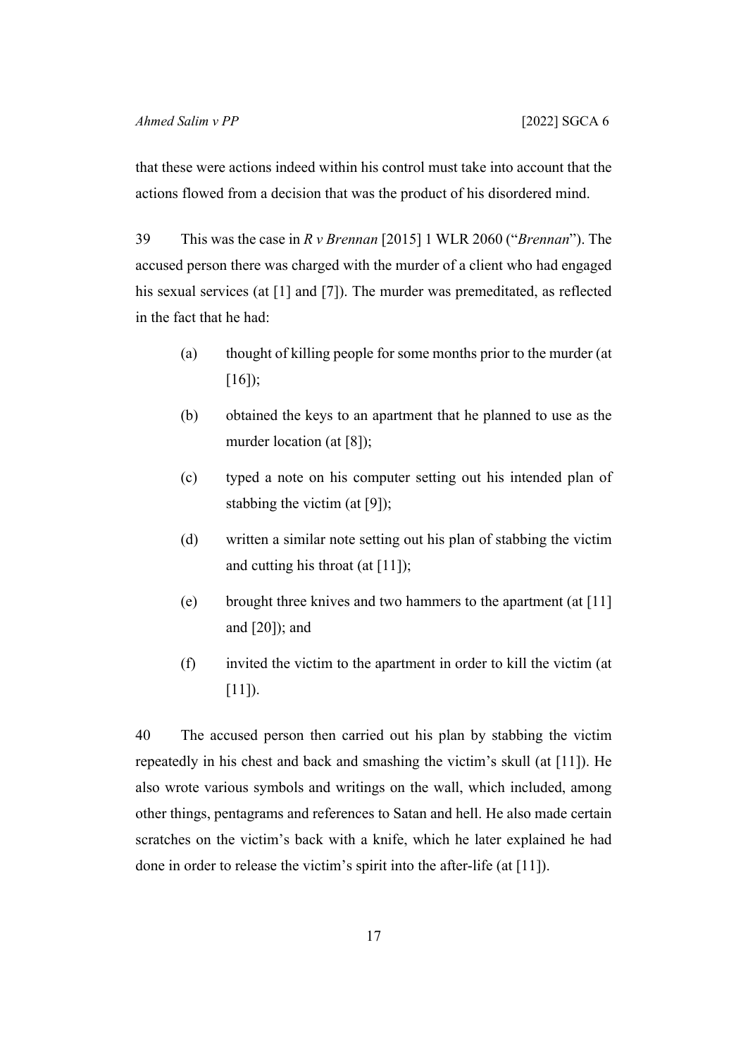that these were actions indeed within his control must take into account that the actions flowed from a decision that was the product of his disordered mind.

39 This was the case in *R v Brennan* [2015] 1 WLR 2060 ("*Brennan*"). The accused person there was charged with the murder of a client who had engaged his sexual services (at [1] and [7]). The murder was premeditated, as reflected in the fact that he had:

(a) thought of killing people for some months prior to the murder (at [16]);

(b) obtained the keys to an apartment that he planned to use as the murder location (at [8]);

(c) typed a note on his computer setting out his intended plan of stabbing the victim (at [9]);

(d) written a similar note setting out his plan of stabbing the victim and cutting his throat (at [11]);

(e) brought three knives and two hammers to the apartment (at [11] and [20]); and

(f) invited the victim to the apartment in order to kill the victim (at [11]).

40 The accused person then carried out his plan by stabbing the victim repeatedly in his chest and back and smashing the victim's skull (at [11]). He also wrote various symbols and writings on the wall, which included, among other things, pentagrams and references to Satan and hell. He also made certain scratches on the victim's back with a knife, which he later explained he had done in order to release the victim's spirit into the after-life (at [11]).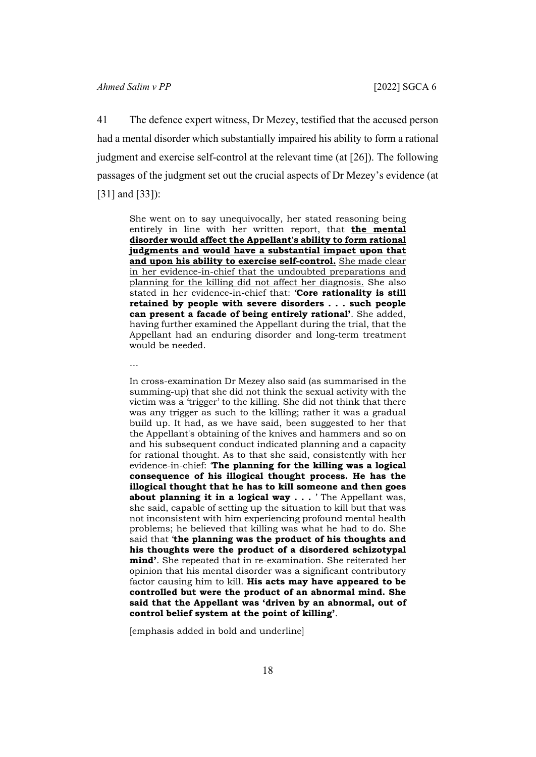41 The defence expert witness, Dr Mezey, testified that the accused person had a mental disorder which substantially impaired his ability to form a rational judgment and exercise self-control at the relevant time (at [26]). The following passages of the judgment set out the crucial aspects of Dr Mezey's evidence (at [31] and [33]):

> She went on to say unequivocally, her stated reasoning being entirely in line with her written report, that <u>**the mental disorder would affect the Appellant's ability to form rational judgments and would have a substantial impact upon that and upon his ability to exercise self-control.**</u> <u>She made clear in her evidence-in-chief that the undoubted preparations and planning for the killing did not affect her diagnosis.</u> She also stated in her evidence-in-chief that: '**Core rationality is still retained by people with severe disorders . . . such people can present a facade of being entirely rational'**. She added, having further examined the Appellant during the trial, that the Appellant had an enduring disorder and long-term treatment would be needed.
>
> …
>
> In cross-examination Dr Mezey also said (as summarised in the summing-up) that she did not think the sexual activity with the victim was a 'trigger' to the killing. She did not think that there was any trigger as such to the killing; rather it was a gradual build up. It had, as we have said, been suggested to her that the Appellant's obtaining of the knives and hammers and so on and his subsequent conduct indicated planning and a capacity for rational thought. As to that she said, consistently with her evidence-in-chief: '**The planning for the killing was a logical consequence of his illogical thought process. He has the illogical thought that he has to kill someone and then goes about planning it in a logical way . . .** ' The Appellant was, she said, capable of setting up the situation to kill but that was not inconsistent with him experiencing profound mental health problems; he believed that killing was what he had to do. She said that '**the planning was the product of his thoughts and his thoughts were the product of a disordered schizotypal mind'**. She repeated that in re-examination. She reiterated her opinion that his mental disorder was a significant contributory factor causing him to kill. **His acts may have appeared to be controlled but were the product of an abnormal mind. She said that the Appellant was 'driven by an abnormal, out of control belief system at the point of killing'**.
>
> [emphasis added in bold and underline]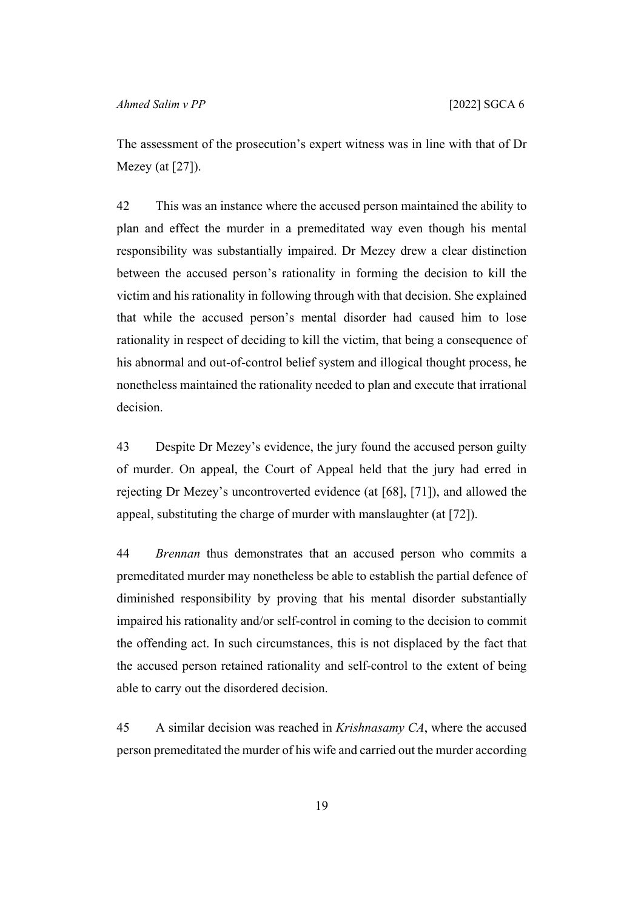The assessment of the prosecution's expert witness was in line with that of Dr Mezey (at [27]).

42 This was an instance where the accused person maintained the ability to plan and effect the murder in a premeditated way even though his mental responsibility was substantially impaired. Dr Mezey drew a clear distinction between the accused person's rationality in forming the decision to kill the victim and his rationality in following through with that decision. She explained that while the accused person's mental disorder had caused him to lose rationality in respect of deciding to kill the victim, that being a consequence of his abnormal and out-of-control belief system and illogical thought process, he nonetheless maintained the rationality needed to plan and execute that irrational decision.

43 Despite Dr Mezey's evidence, the jury found the accused person guilty of murder. On appeal, the Court of Appeal held that the jury had erred in rejecting Dr Mezey's uncontroverted evidence (at [68], [71]), and allowed the appeal, substituting the charge of murder with manslaughter (at [72]).

44 *Brennan* thus demonstrates that an accused person who commits a premeditated murder may nonetheless be able to establish the partial defence of diminished responsibility by proving that his mental disorder substantially impaired his rationality and/or self-control in coming to the decision to commit the offending act. In such circumstances, this is not displaced by the fact that the accused person retained rationality and self-control to the extent of being able to carry out the disordered decision.

45 A similar decision was reached in *Krishnasamy CA*, where the accused person premeditated the murder of his wife and carried out the murder according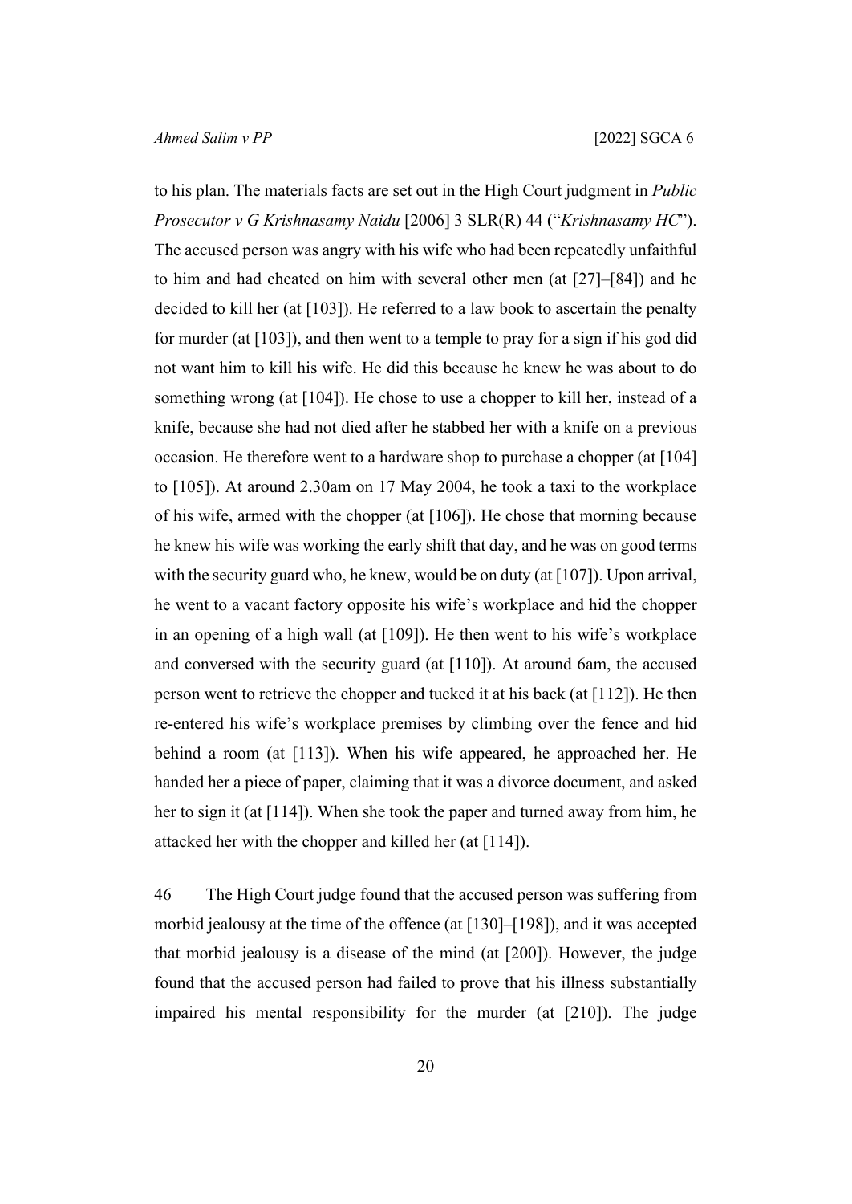to his plan. The materials facts are set out in the High Court judgment in *Public Prosecutor v G Krishnasamy Naidu* [2006] 3 SLR(R) 44 ("*Krishnasamy HC*"). The accused person was angry with his wife who had been repeatedly unfaithful to him and had cheated on him with several other men (at [27]–[84]) and he decided to kill her (at [103]). He referred to a law book to ascertain the penalty for murder (at [103]), and then went to a temple to pray for a sign if his god did not want him to kill his wife. He did this because he knew he was about to do something wrong (at [104]). He chose to use a chopper to kill her, instead of a knife, because she had not died after he stabbed her with a knife on a previous occasion. He therefore went to a hardware shop to purchase a chopper (at [104] to [105]). At around 2.30am on 17 May 2004, he took a taxi to the workplace of his wife, armed with the chopper (at [106]). He chose that morning because he knew his wife was working the early shift that day, and he was on good terms with the security guard who, he knew, would be on duty (at [107]). Upon arrival, he went to a vacant factory opposite his wife's workplace and hid the chopper in an opening of a high wall (at [109]). He then went to his wife's workplace and conversed with the security guard (at [110]). At around 6am, the accused person went to retrieve the chopper and tucked it at his back (at [112]). He then re-entered his wife's workplace premises by climbing over the fence and hid behind a room (at [113]). When his wife appeared, he approached her. He handed her a piece of paper, claiming that it was a divorce document, and asked her to sign it (at [114]). When she took the paper and turned away from him, he attacked her with the chopper and killed her (at [114]).

46 The High Court judge found that the accused person was suffering from morbid jealousy at the time of the offence (at [130]–[198]), and it was accepted that morbid jealousy is a disease of the mind (at [200]). However, the judge found that the accused person had failed to prove that his illness substantially impaired his mental responsibility for the murder (at [210]). The judge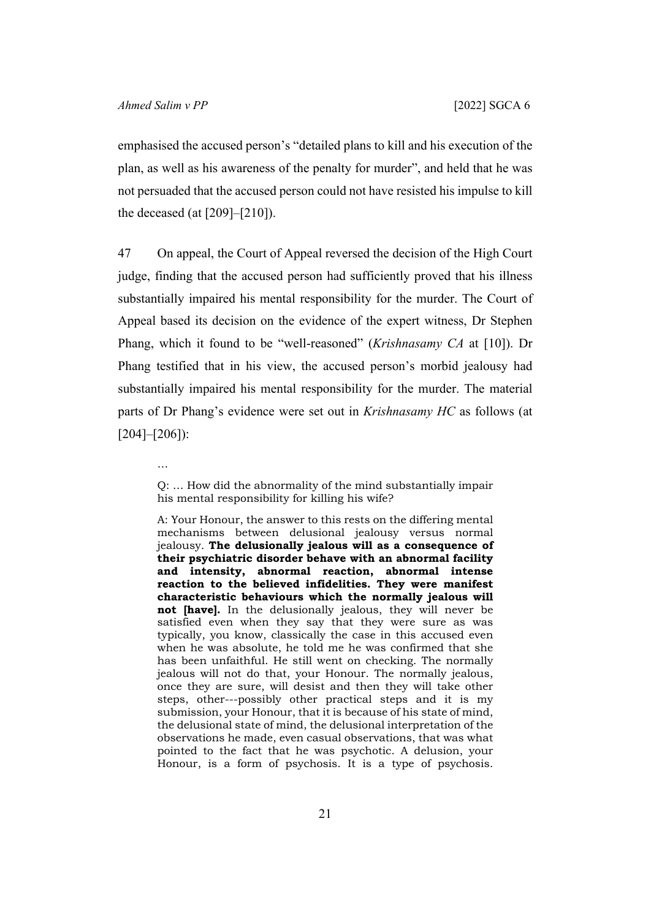emphasised the accused person's "detailed plans to kill and his execution of the plan, as well as his awareness of the penalty for murder", and held that he was not persuaded that the accused person could not have resisted his impulse to kill the deceased (at [209]–[210]).

47 On appeal, the Court of Appeal reversed the decision of the High Court judge, finding that the accused person had sufficiently proved that his illness substantially impaired his mental responsibility for the murder. The Court of Appeal based its decision on the evidence of the expert witness, Dr Stephen Phang, which it found to be "well-reasoned" (*Krishnasamy CA* at [10]). Dr Phang testified that in his view, the accused person's morbid jealousy had substantially impaired his mental responsibility for the murder. The material parts of Dr Phang's evidence were set out in *Krishnasamy HC* as follows (at [204]–[206]):

> …
>
> Q: … How did the abnormality of the mind substantially impair his mental responsibility for killing his wife?
>
> A: Your Honour, the answer to this rests on the differing mental mechanisms between delusional jealousy versus normal jealousy. **The delusionally jealous will as a consequence of their psychiatric disorder behave with an abnormal facility and intensity, abnormal reaction, abnormal intense reaction to the believed infidelities. They were manifest characteristic behaviours which the normally jealous will not [have].** In the delusionally jealous, they will never be satisfied even when they say that they were sure as was typically, you know, classically the case in this accused even when he was absolute, he told me he was confirmed that she has been unfaithful. He still went on checking. The normally jealous will not do that, your Honour. The normally jealous, once they are sure, will desist and then they will take other steps, other---possibly other practical steps and it is my submission, your Honour, that it is because of his state of mind, the delusional state of mind, the delusional interpretation of the observations he made, even casual observations, that was what pointed to the fact that he was psychotic. A delusion, your Honour, is a form of psychosis. It is a type of psychosis.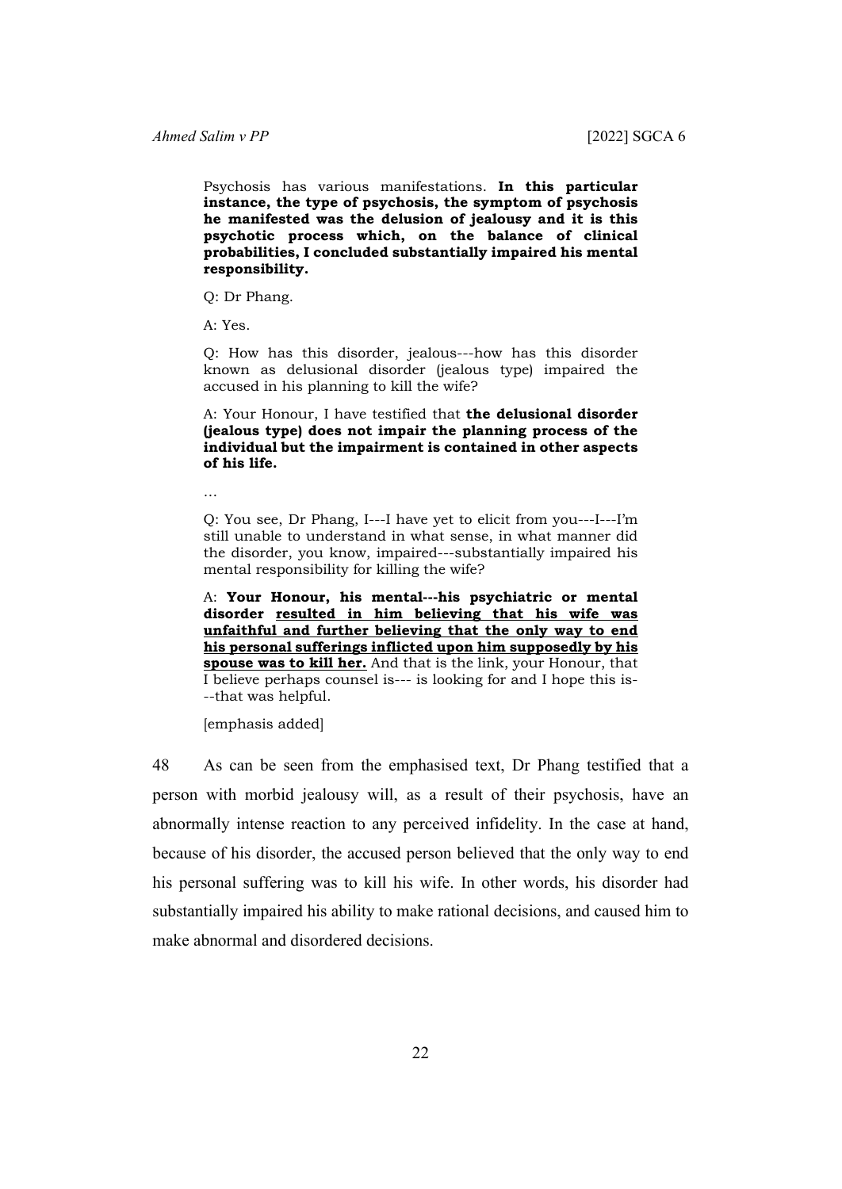> Psychosis has various manifestations. **In this particular instance, the type of psychosis, the symptom of psychosis he manifested was the delusion of jealousy and it is this psychotic process which, on the balance of clinical probabilities, I concluded substantially impaired his mental responsibility.**
>
> Q: Dr Phang.
>
> A: Yes.
>
> Q: How has this disorder, jealous---how has this disorder known as delusional disorder (jealous type) impaired the accused in his planning to kill the wife?
>
> A: Your Honour, I have testified that **the delusional disorder (jealous type) does not impair the planning process of the individual but the impairment is contained in other aspects of his life.**
>
> …
>
> Q: You see, Dr Phang, I---I have yet to elicit from you---I---I'm still unable to understand in what sense, in what manner did the disorder, you know, impaired---substantially impaired his mental responsibility for killing the wife?
>
> A: **Your Honour, his mental---his psychiatric or mental disorder <u>resulted in him believing that his wife was unfaithful and further believing that the only way to end his personal sufferings inflicted upon him supposedly by his spouse was to kill her.</u>** And that is the link, your Honour, that I believe perhaps counsel is--- is looking for and I hope this is---that was helpful.
>
> [emphasis added]

48 As can be seen from the emphasised text, Dr Phang testified that a person with morbid jealousy will, as a result of their psychosis, have an abnormally intense reaction to any perceived infidelity. In the case at hand, because of his disorder, the accused person believed that the only way to end his personal suffering was to kill his wife. In other words, his disorder had substantially impaired his ability to make rational decisions, and caused him to make abnormal and disordered decisions.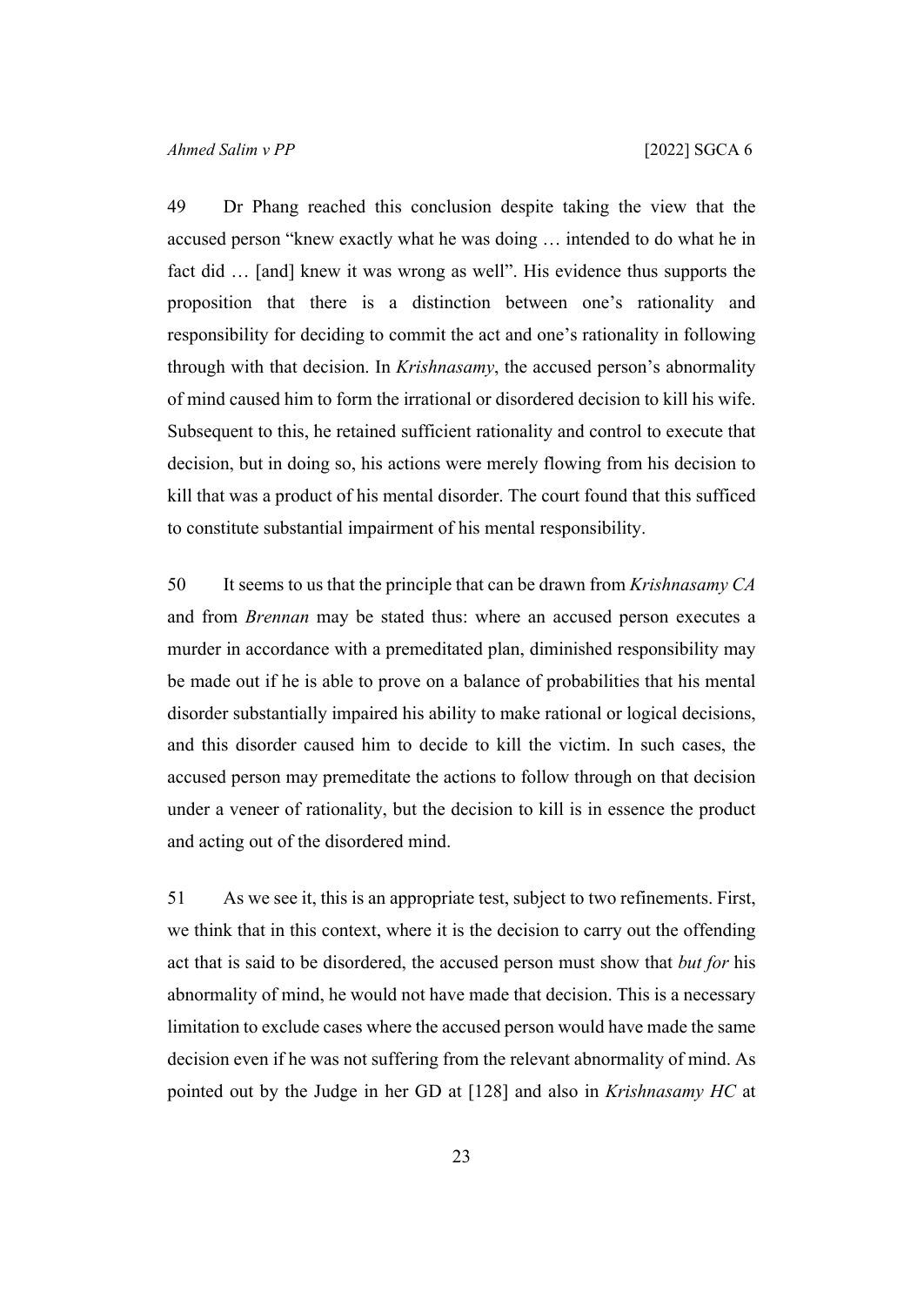49 Dr Phang reached this conclusion despite taking the view that the accused person "knew exactly what he was doing … intended to do what he in fact did … [and] knew it was wrong as well". His evidence thus supports the proposition that there is a distinction between one's rationality and responsibility for deciding to commit the act and one's rationality in following through with that decision. In *Krishnasamy*, the accused person's abnormality of mind caused him to form the irrational or disordered decision to kill his wife. Subsequent to this, he retained sufficient rationality and control to execute that decision, but in doing so, his actions were merely flowing from his decision to kill that was a product of his mental disorder. The court found that this sufficed to constitute substantial impairment of his mental responsibility.

50 It seems to us that the principle that can be drawn from *Krishnasamy CA* and from *Brennan* may be stated thus: where an accused person executes a murder in accordance with a premeditated plan, diminished responsibility may be made out if he is able to prove on a balance of probabilities that his mental disorder substantially impaired his ability to make rational or logical decisions, and this disorder caused him to decide to kill the victim. In such cases, the accused person may premeditate the actions to follow through on that decision under a veneer of rationality, but the decision to kill is in essence the product and acting out of the disordered mind.

51 As we see it, this is an appropriate test, subject to two refinements. First, we think that in this context, where it is the decision to carry out the offending act that is said to be disordered, the accused person must show that *but for* his abnormality of mind, he would not have made that decision. This is a necessary limitation to exclude cases where the accused person would have made the same decision even if he was not suffering from the relevant abnormality of mind. As pointed out by the Judge in her GD at [128] and also in *Krishnasamy HC* at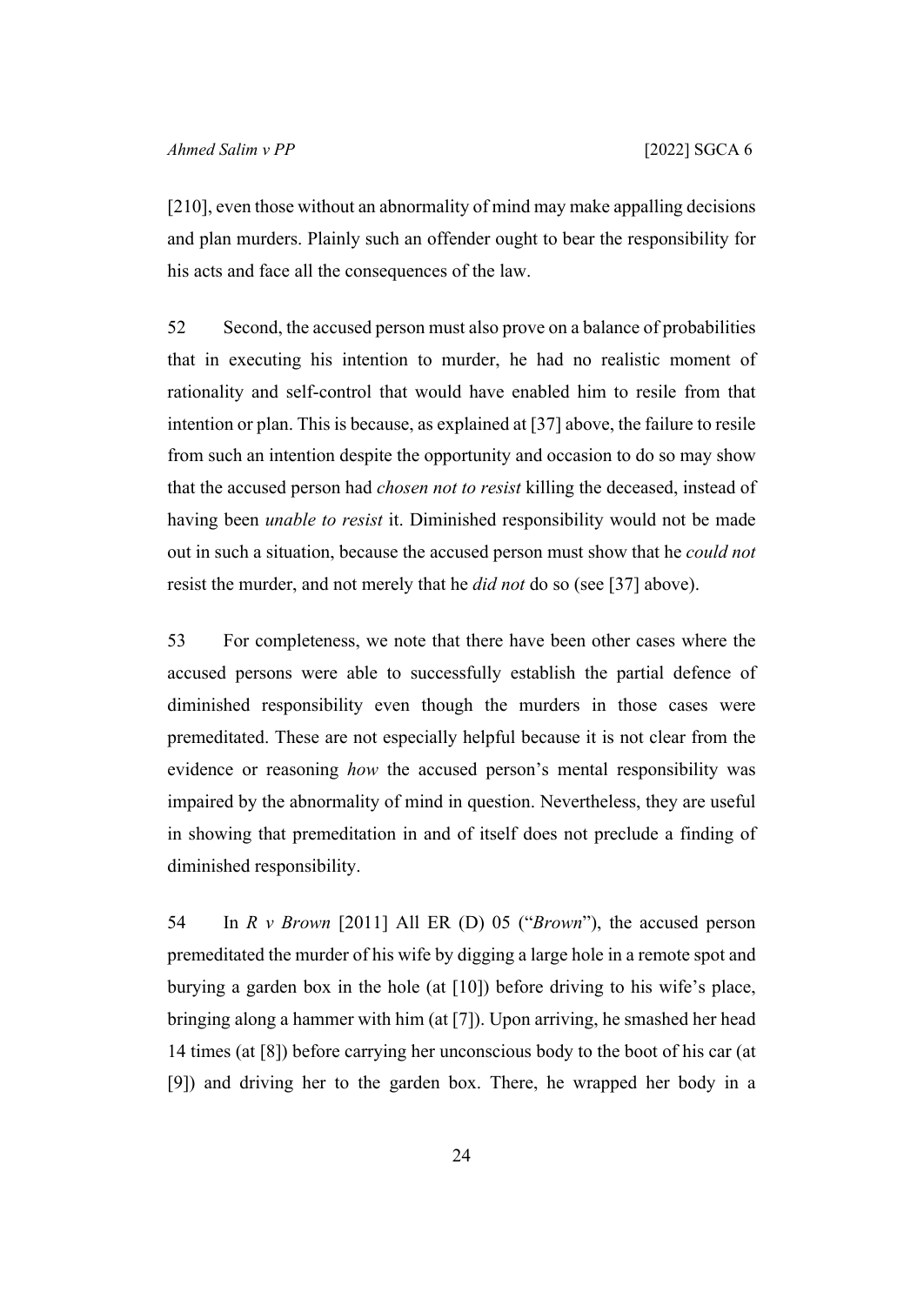[210], even those without an abnormality of mind may make appalling decisions and plan murders. Plainly such an offender ought to bear the responsibility for his acts and face all the consequences of the law.

52 Second, the accused person must also prove on a balance of probabilities that in executing his intention to murder, he had no realistic moment of rationality and self-control that would have enabled him to resile from that intention or plan. This is because, as explained at [37] above, the failure to resile from such an intention despite the opportunity and occasion to do so may show that the accused person had *chosen not to resist* killing the deceased, instead of having been *unable to resist* it. Diminished responsibility would not be made out in such a situation, because the accused person must show that he *could not* resist the murder, and not merely that he *did not* do so (see [37] above).

53 For completeness, we note that there have been other cases where the accused persons were able to successfully establish the partial defence of diminished responsibility even though the murders in those cases were premeditated. These are not especially helpful because it is not clear from the evidence or reasoning *how* the accused person's mental responsibility was impaired by the abnormality of mind in question. Nevertheless, they are useful in showing that premeditation in and of itself does not preclude a finding of diminished responsibility.

54 In *R v Brown* [2011] All ER (D) 05 ("*Brown*"), the accused person premeditated the murder of his wife by digging a large hole in a remote spot and burying a garden box in the hole (at [10]) before driving to his wife's place, bringing along a hammer with him (at [7]). Upon arriving, he smashed her head 14 times (at [8]) before carrying her unconscious body to the boot of his car (at [9]) and driving her to the garden box. There, he wrapped her body in a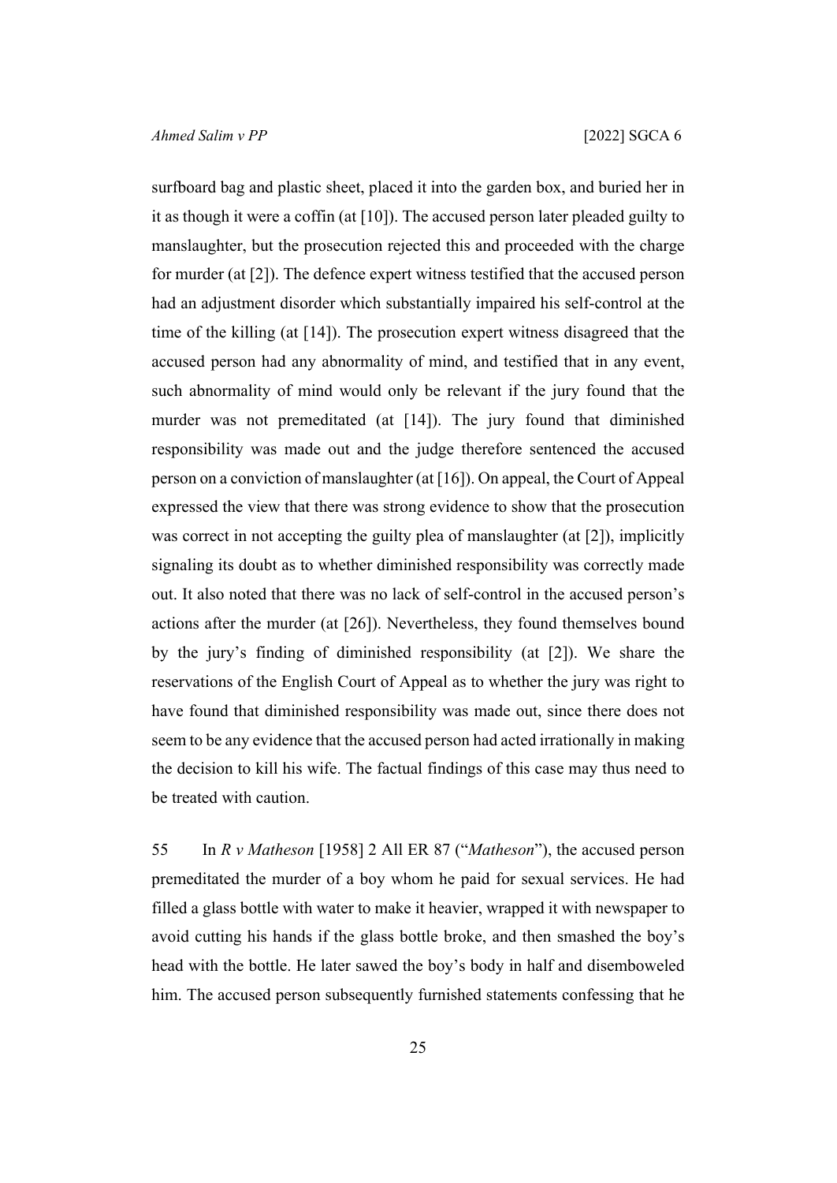surfboard bag and plastic sheet, placed it into the garden box, and buried her in it as though it were a coffin (at [10]). The accused person later pleaded guilty to manslaughter, but the prosecution rejected this and proceeded with the charge for murder (at [2]). The defence expert witness testified that the accused person had an adjustment disorder which substantially impaired his self-control at the time of the killing (at [14]). The prosecution expert witness disagreed that the accused person had any abnormality of mind, and testified that in any event, such abnormality of mind would only be relevant if the jury found that the murder was not premeditated (at [14]). The jury found that diminished responsibility was made out and the judge therefore sentenced the accused person on a conviction of manslaughter (at [16]). On appeal, the Court of Appeal expressed the view that there was strong evidence to show that the prosecution was correct in not accepting the guilty plea of manslaughter (at [2]), implicitly signaling its doubt as to whether diminished responsibility was correctly made out. It also noted that there was no lack of self-control in the accused person's actions after the murder (at [26]). Nevertheless, they found themselves bound by the jury's finding of diminished responsibility (at [2]). We share the reservations of the English Court of Appeal as to whether the jury was right to have found that diminished responsibility was made out, since there does not seem to be any evidence that the accused person had acted irrationally in making the decision to kill his wife. The factual findings of this case may thus need to be treated with caution.

55 In *R v Matheson* [1958] 2 All ER 87 ("*Matheson*"), the accused person premeditated the murder of a boy whom he paid for sexual services. He had filled a glass bottle with water to make it heavier, wrapped it with newspaper to avoid cutting his hands if the glass bottle broke, and then smashed the boy's head with the bottle. He later sawed the boy's body in half and disemboweled him. The accused person subsequently furnished statements confessing that he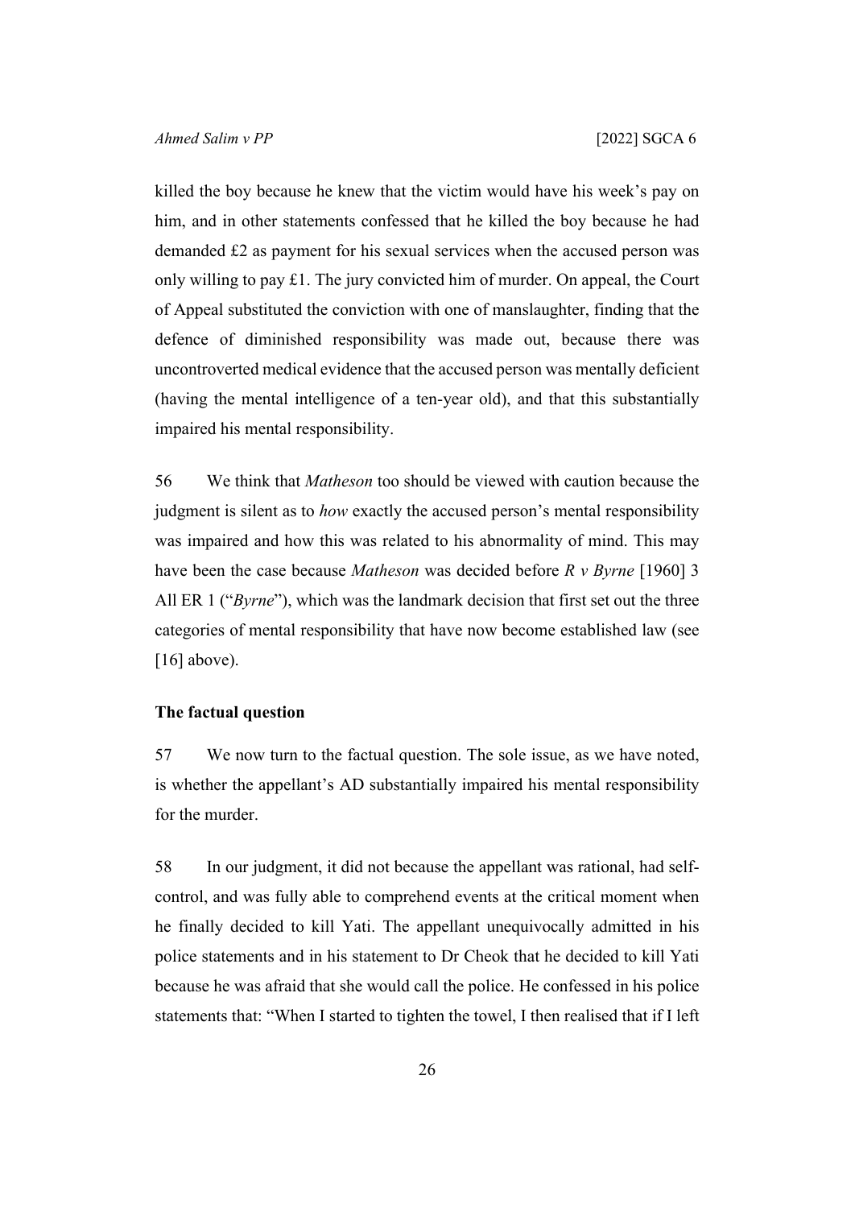killed the boy because he knew that the victim would have his week's pay on him, and in other statements confessed that he killed the boy because he had demanded £2 as payment for his sexual services when the accused person was only willing to pay £1. The jury convicted him of murder. On appeal, the Court of Appeal substituted the conviction with one of manslaughter, finding that the defence of diminished responsibility was made out, because there was uncontroverted medical evidence that the accused person was mentally deficient (having the mental intelligence of a ten-year old), and that this substantially impaired his mental responsibility.

56 We think that *Matheson* too should be viewed with caution because the judgment is silent as to *how* exactly the accused person's mental responsibility was impaired and how this was related to his abnormality of mind. This may have been the case because *Matheson* was decided before *R v Byrne* [1960] 3 All ER 1 ("*Byrne*"), which was the landmark decision that first set out the three categories of mental responsibility that have now become established law (see [16] above).

**The factual question**

57 We now turn to the factual question. The sole issue, as we have noted, is whether the appellant's AD substantially impaired his mental responsibility for the murder.

58 In our judgment, it did not because the appellant was rational, had self-control, and was fully able to comprehend events at the critical moment when he finally decided to kill Yati. The appellant unequivocally admitted in his police statements and in his statement to Dr Cheok that he decided to kill Yati because he was afraid that she would call the police. He confessed in his police statements that: "When I started to tighten the towel, I then realised that if I left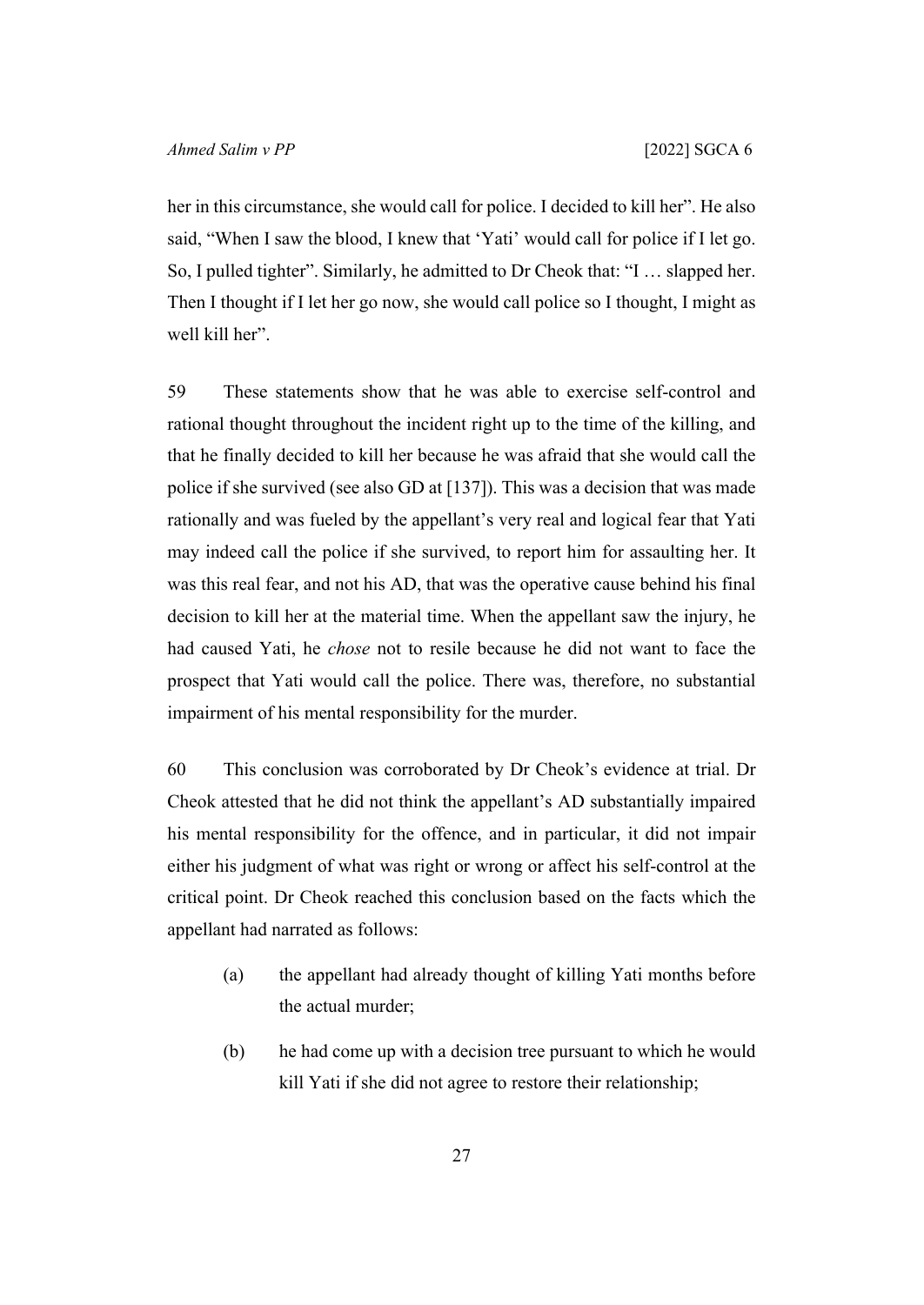her in this circumstance, she would call for police. I decided to kill her". He also said, "When I saw the blood, I knew that 'Yati' would call for police if I let go. So, I pulled tighter". Similarly, he admitted to Dr Cheok that: "I … slapped her. Then I thought if I let her go now, she would call police so I thought, I might as well kill her".

59 These statements show that he was able to exercise self-control and rational thought throughout the incident right up to the time of the killing, and that he finally decided to kill her because he was afraid that she would call the police if she survived (see also GD at [137]). This was a decision that was made rationally and was fueled by the appellant's very real and logical fear that Yati may indeed call the police if she survived, to report him for assaulting her. It was this real fear, and not his AD, that was the operative cause behind his final decision to kill her at the material time. When the appellant saw the injury, he had caused Yati, he *chose* not to resile because he did not want to face the prospect that Yati would call the police. There was, therefore, no substantial impairment of his mental responsibility for the murder.

60 This conclusion was corroborated by Dr Cheok's evidence at trial. Dr Cheok attested that he did not think the appellant's AD substantially impaired his mental responsibility for the offence, and in particular, it did not impair either his judgment of what was right or wrong or affect his self-control at the critical point. Dr Cheok reached this conclusion based on the facts which the appellant had narrated as follows:

(a) the appellant had already thought of killing Yati months before the actual murder;

(b) he had come up with a decision tree pursuant to which he would kill Yati if she did not agree to restore their relationship;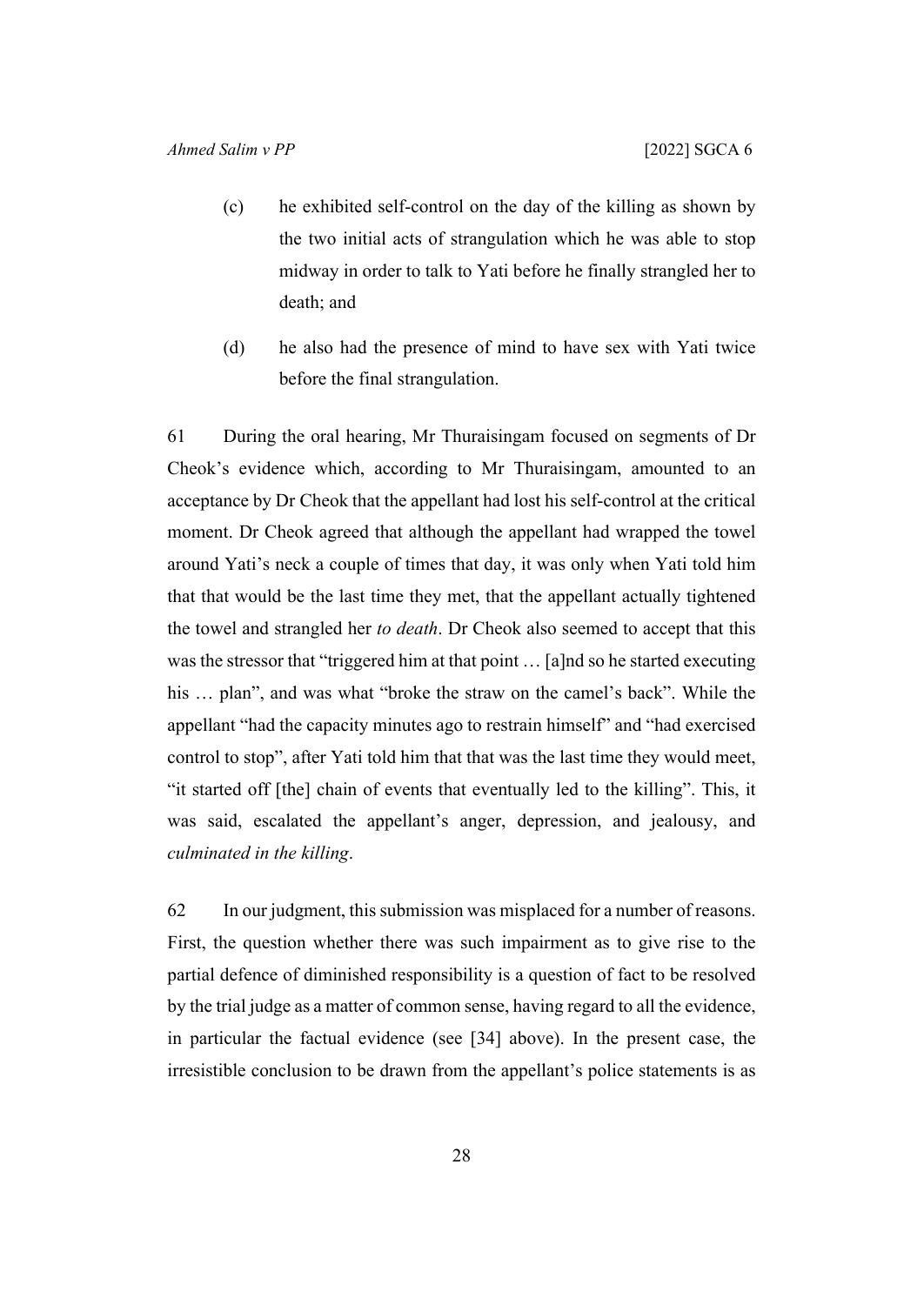(c) he exhibited self-control on the day of the killing as shown by the two initial acts of strangulation which he was able to stop midway in order to talk to Yati before he finally strangled her to death; and

(d) he also had the presence of mind to have sex with Yati twice before the final strangulation.

61 During the oral hearing, Mr Thuraisingam focused on segments of Dr Cheok's evidence which, according to Mr Thuraisingam, amounted to an acceptance by Dr Cheok that the appellant had lost his self-control at the critical moment. Dr Cheok agreed that although the appellant had wrapped the towel around Yati's neck a couple of times that day, it was only when Yati told him that that would be the last time they met, that the appellant actually tightened the towel and strangled her *to death*. Dr Cheok also seemed to accept that this was the stressor that "triggered him at that point … [a]nd so he started executing his … plan", and was what "broke the straw on the camel's back". While the appellant "had the capacity minutes ago to restrain himself" and "had exercised control to stop", after Yati told him that that was the last time they would meet, "it started off [the] chain of events that eventually led to the killing". This, it was said, escalated the appellant's anger, depression, and jealousy, and *culminated in the killing*.

62 In our judgment, this submission was misplaced for a number of reasons. First, the question whether there was such impairment as to give rise to the partial defence of diminished responsibility is a question of fact to be resolved by the trial judge as a matter of common sense, having regard to all the evidence, in particular the factual evidence (see [34] above). In the present case, the irresistible conclusion to be drawn from the appellant's police statements is as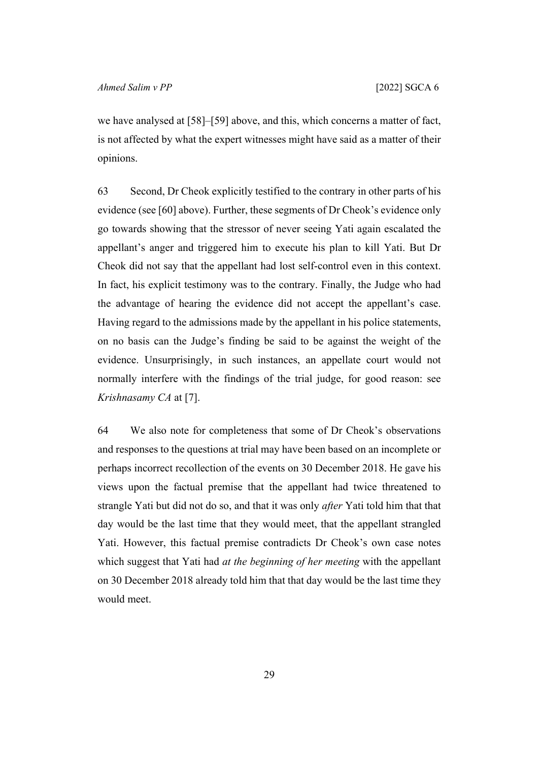we have analysed at [58]–[59] above, and this, which concerns a matter of fact, is not affected by what the expert witnesses might have said as a matter of their opinions.

63 Second, Dr Cheok explicitly testified to the contrary in other parts of his evidence (see [60] above). Further, these segments of Dr Cheok's evidence only go towards showing that the stressor of never seeing Yati again escalated the appellant's anger and triggered him to execute his plan to kill Yati. But Dr Cheok did not say that the appellant had lost self-control even in this context. In fact, his explicit testimony was to the contrary. Finally, the Judge who had the advantage of hearing the evidence did not accept the appellant's case. Having regard to the admissions made by the appellant in his police statements, on no basis can the Judge's finding be said to be against the weight of the evidence. Unsurprisingly, in such instances, an appellate court would not normally interfere with the findings of the trial judge, for good reason: see *Krishnasamy CA* at [7].

64 We also note for completeness that some of Dr Cheok's observations and responses to the questions at trial may have been based on an incomplete or perhaps incorrect recollection of the events on 30 December 2018. He gave his views upon the factual premise that the appellant had twice threatened to strangle Yati but did not do so, and that it was only *after* Yati told him that that day would be the last time that they would meet, that the appellant strangled Yati. However, this factual premise contradicts Dr Cheok's own case notes which suggest that Yati had *at the beginning of her meeting* with the appellant on 30 December 2018 already told him that that day would be the last time they would meet.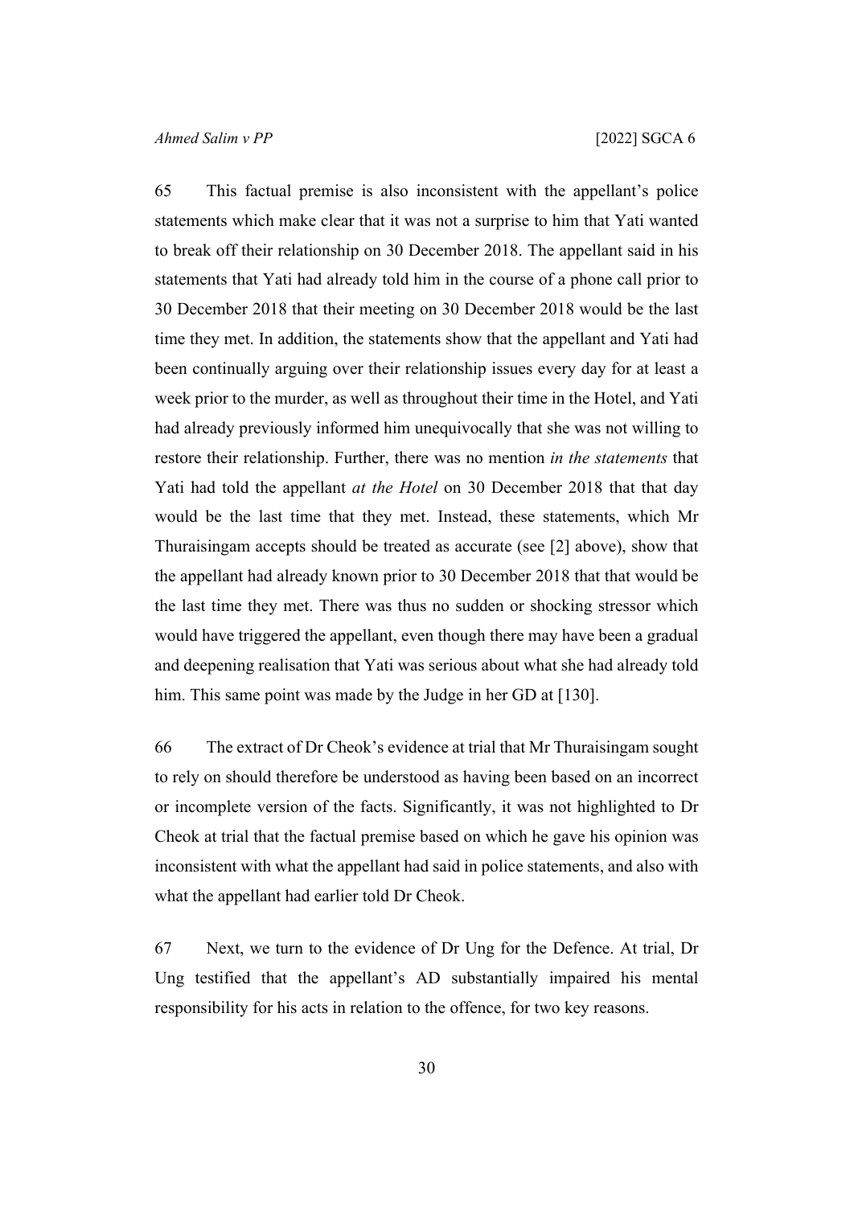65 This factual premise is also inconsistent with the appellant's police statements which make clear that it was not a surprise to him that Yati wanted to break off their relationship on 30 December 2018. The appellant said in his statements that Yati had already told him in the course of a phone call prior to 30 December 2018 that their meeting on 30 December 2018 would be the last time they met. In addition, the statements show that the appellant and Yati had been continually arguing over their relationship issues every day for at least a week prior to the murder, as well as throughout their time in the Hotel, and Yati had already previously informed him unequivocally that she was not willing to restore their relationship. Further, there was no mention *in the statements* that Yati had told the appellant *at the Hotel* on 30 December 2018 that that day would be the last time that they met. Instead, these statements, which Mr Thuraisingam accepts should be treated as accurate (see [2] above), show that the appellant had already known prior to 30 December 2018 that that would be the last time they met. There was thus no sudden or shocking stressor which would have triggered the appellant, even though there may have been a gradual and deepening realisation that Yati was serious about what she had already told him. This same point was made by the Judge in her GD at [130].

66 The extract of Dr Cheok's evidence at trial that Mr Thuraisingam sought to rely on should therefore be understood as having been based on an incorrect or incomplete version of the facts. Significantly, it was not highlighted to Dr Cheok at trial that the factual premise based on which he gave his opinion was inconsistent with what the appellant had said in police statements, and also with what the appellant had earlier told Dr Cheok.

67 Next, we turn to the evidence of Dr Ung for the Defence. At trial, Dr Ung testified that the appellant's AD substantially impaired his mental responsibility for his acts in relation to the offence, for two key reasons.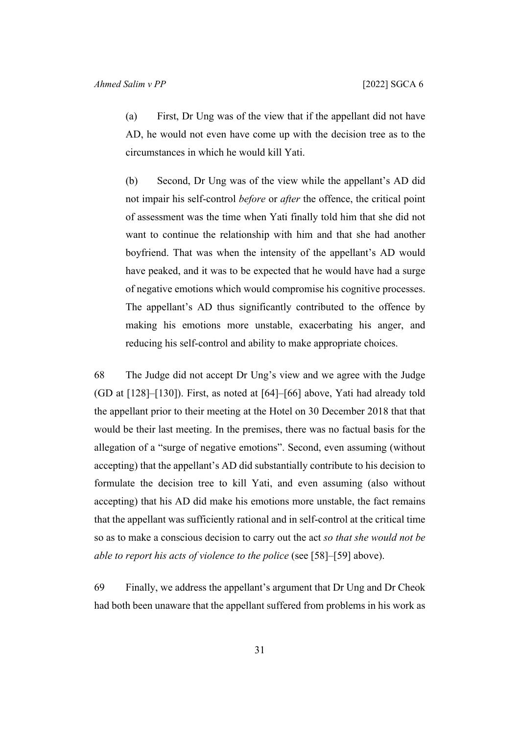(a) First, Dr Ung was of the view that if the appellant did not have AD, he would not even have come up with the decision tree as to the circumstances in which he would kill Yati.

(b) Second, Dr Ung was of the view while the appellant's AD did not impair his self-control *before* or *after* the offence, the critical point of assessment was the time when Yati finally told him that she did not want to continue the relationship with him and that she had another boyfriend. That was when the intensity of the appellant's AD would have peaked, and it was to be expected that he would have had a surge of negative emotions which would compromise his cognitive processes. The appellant's AD thus significantly contributed to the offence by making his emotions more unstable, exacerbating his anger, and reducing his self-control and ability to make appropriate choices.

68 The Judge did not accept Dr Ung's view and we agree with the Judge (GD at [128]–[130]). First, as noted at [64]–[66] above, Yati had already told the appellant prior to their meeting at the Hotel on 30 December 2018 that that would be their last meeting. In the premises, there was no factual basis for the allegation of a "surge of negative emotions". Second, even assuming (without accepting) that the appellant's AD did substantially contribute to his decision to formulate the decision tree to kill Yati, and even assuming (also without accepting) that his AD did make his emotions more unstable, the fact remains that the appellant was sufficiently rational and in self-control at the critical time so as to make a conscious decision to carry out the act *so that she would not be able to report his acts of violence to the police* (see [58]–[59] above).

69 Finally, we address the appellant's argument that Dr Ung and Dr Cheok had both been unaware that the appellant suffered from problems in his work as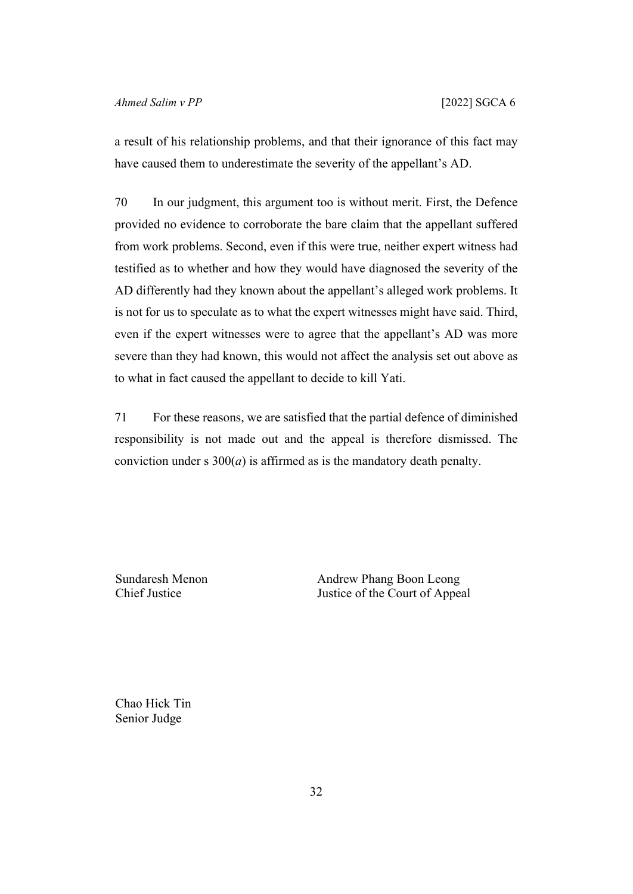a result of his relationship problems, and that their ignorance of this fact may have caused them to underestimate the severity of the appellant's AD.

70 In our judgment, this argument too is without merit. First, the Defence provided no evidence to corroborate the bare claim that the appellant suffered from work problems. Second, even if this were true, neither expert witness had testified as to whether and how they would have diagnosed the severity of the AD differently had they known about the appellant's alleged work problems. It is not for us to speculate as to what the expert witnesses might have said. Third, even if the expert witnesses were to agree that the appellant's AD was more severe than they had known, this would not affect the analysis set out above as to what in fact caused the appellant to decide to kill Yati.

71 For these reasons, we are satisfied that the partial defence of diminished responsibility is not made out and the appeal is therefore dismissed. The conviction under s 300(*a*) is affirmed as is the mandatory death penalty.

Sundaresh Menon
Chief Justice

Andrew Phang Boon Leong
Justice of the Court of Appeal

Chao Hick Tin
Senior Judge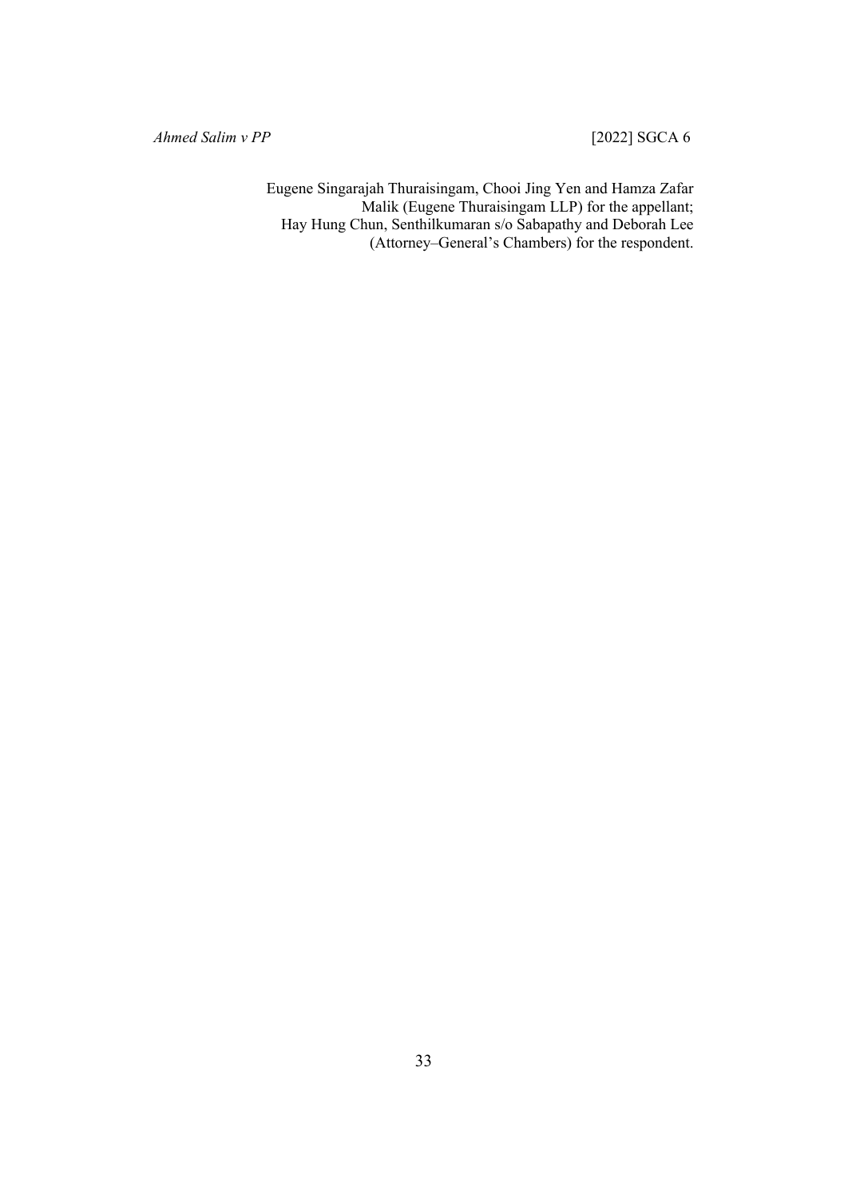Eugene Singarajah Thuraisingam, Chooi Jing Yen and Hamza Zafar Malik (Eugene Thuraisingam LLP) for the appellant;
Hay Hung Chun, Senthilkumaran s/o Sabapathy and Deborah Lee (Attorney–General's Chambers) for the respondent.